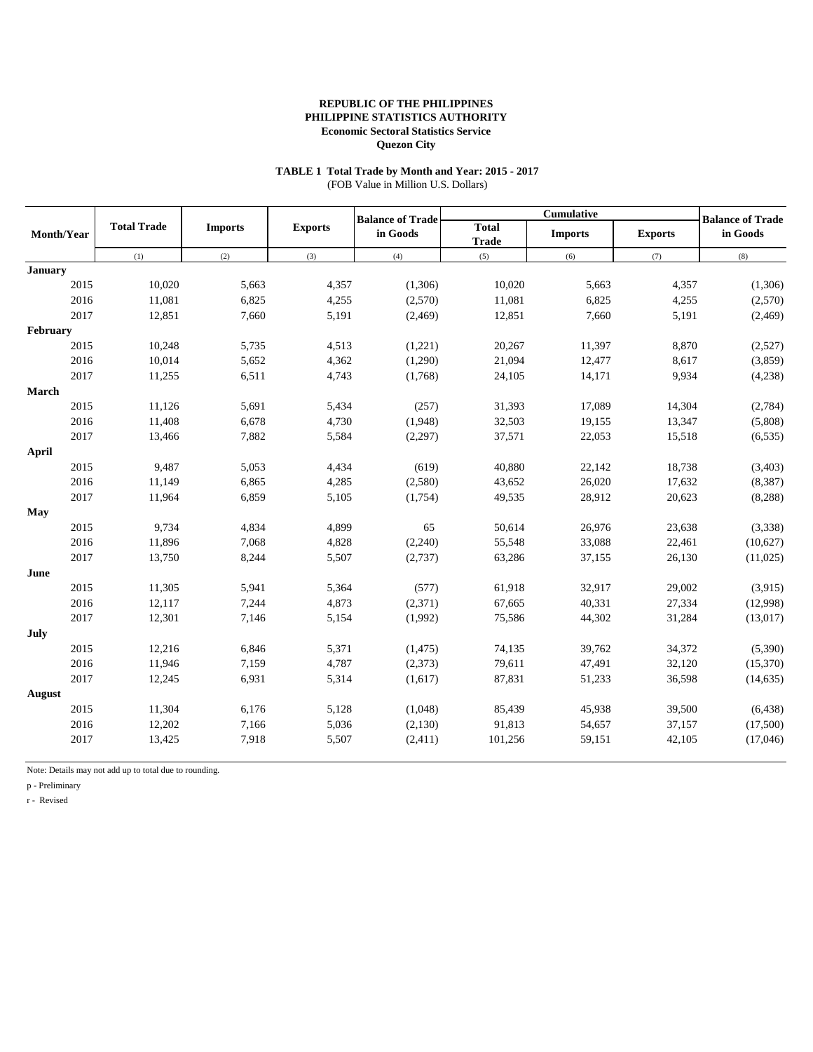**REPUBLIC OF THE PHILIPPINES**
**PHILIPPINE STATISTICS AUTHORITY**
**Economic Sectoral Statistics Service**
**Quezon City**

**TABLE 1 Total Trade by Month and Year: 2015 - 2017**
(FOB Value in Million U.S. Dollars)

| Month/Year | Total Trade | Imports | Exports | Balance of Trade in Goods | Cumulative | | | Balance of Trade in Goods |
|---|---|---|---|---|---|---|---|---|
| | | | | | Total Trade | Imports | Exports | |
| | (1) | (2) | (3) | (4) | (5) | (6) | (7) | (8) |
| **January** | | | | | | | | |
| 2015 | 10,020 | 5,663 | 4,357 | (1,306) | 10,020 | 5,663 | 4,357 | (1,306) |
| 2016 | 11,081 | 6,825 | 4,255 | (2,570) | 11,081 | 6,825 | 4,255 | (2,570) |
| 2017 | 12,851 | 7,660 | 5,191 | (2,469) | 12,851 | 7,660 | 5,191 | (2,469) |
| **February** | | | | | | | | |
| 2015 | 10,248 | 5,735 | 4,513 | (1,221) | 20,267 | 11,397 | 8,870 | (2,527) |
| 2016 | 10,014 | 5,652 | 4,362 | (1,290) | 21,094 | 12,477 | 8,617 | (3,859) |
| 2017 | 11,255 | 6,511 | 4,743 | (1,768) | 24,105 | 14,171 | 9,934 | (4,238) |
| **March** | | | | | | | | |
| 2015 | 11,126 | 5,691 | 5,434 | (257) | 31,393 | 17,089 | 14,304 | (2,784) |
| 2016 | 11,408 | 6,678 | 4,730 | (1,948) | 32,503 | 19,155 | 13,347 | (5,808) |
| 2017 | 13,466 | 7,882 | 5,584 | (2,297) | 37,571 | 22,053 | 15,518 | (6,535) |
| **April** | | | | | | | | |
| 2015 | 9,487 | 5,053 | 4,434 | (619) | 40,880 | 22,142 | 18,738 | (3,403) |
| 2016 | 11,149 | 6,865 | 4,285 | (2,580) | 43,652 | 26,020 | 17,632 | (8,387) |
| 2017 | 11,964 | 6,859 | 5,105 | (1,754) | 49,535 | 28,912 | 20,623 | (8,288) |
| **May** | | | | | | | | |
| 2015 | 9,734 | 4,834 | 4,899 | 65 | 50,614 | 26,976 | 23,638 | (3,338) |
| 2016 | 11,896 | 7,068 | 4,828 | (2,240) | 55,548 | 33,088 | 22,461 | (10,627) |
| 2017 | 13,750 | 8,244 | 5,507 | (2,737) | 63,286 | 37,155 | 26,130 | (11,025) |
| **June** | | | | | | | | |
| 2015 | 11,305 | 5,941 | 5,364 | (577) | 61,918 | 32,917 | 29,002 | (3,915) |
| 2016 | 12,117 | 7,244 | 4,873 | (2,371) | 67,665 | 40,331 | 27,334 | (12,998) |
| 2017 | 12,301 | 7,146 | 5,154 | (1,992) | 75,586 | 44,302 | 31,284 | (13,017) |
| **July** | | | | | | | | |
| 2015 | 12,216 | 6,846 | 5,371 | (1,475) | 74,135 | 39,762 | 34,372 | (5,390) |
| 2016 | 11,946 | 7,159 | 4,787 | (2,373) | 79,611 | 47,491 | 32,120 | (15,370) |
| 2017 | 12,245 | 6,931 | 5,314 | (1,617) | 87,831 | 51,233 | 36,598 | (14,635) |
| **August** | | | | | | | | |
| 2015 | 11,304 | 6,176 | 5,128 | (1,048) | 85,439 | 45,938 | 39,500 | (6,438) |
| 2016 | 12,202 | 7,166 | 5,036 | (2,130) | 91,813 | 54,657 | 37,157 | (17,500) |
| 2017 | 13,425 | 7,918 | 5,507 | (2,411) | 101,256 | 59,151 | 42,105 | (17,046) |

Note: Details may not add up to total due to rounding.

p - Preliminary

r - Revised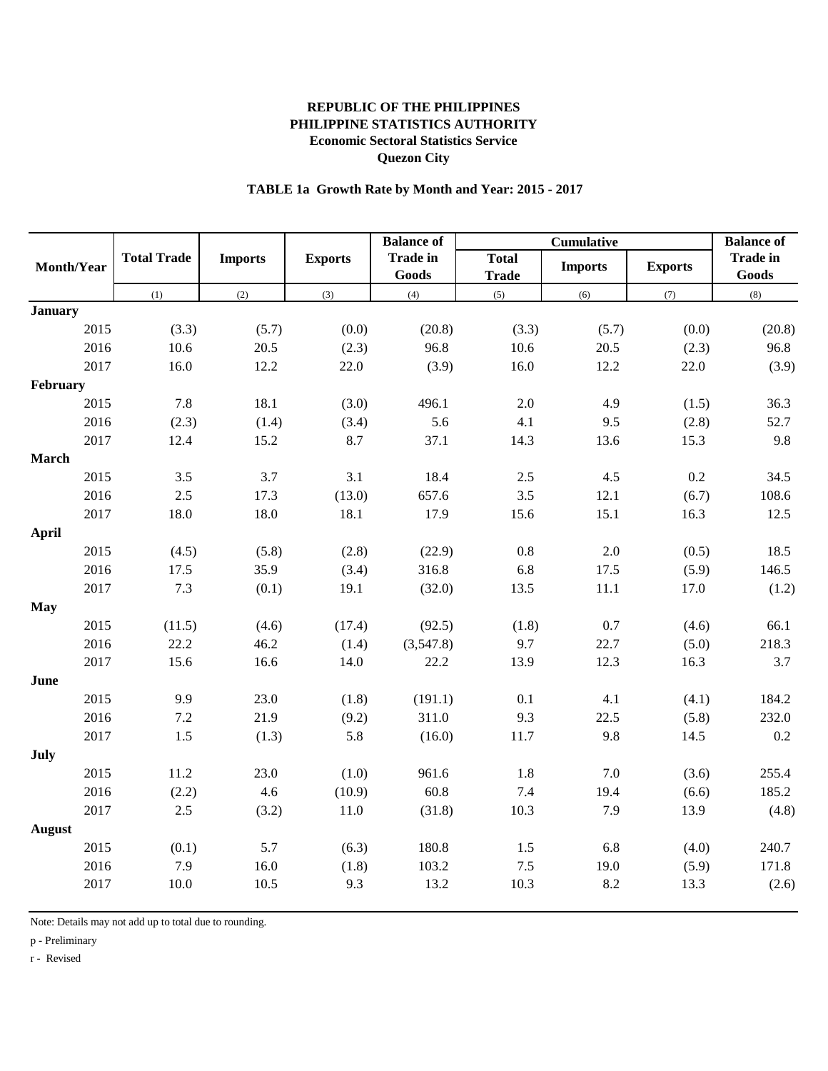**REPUBLIC OF THE PHILIPPINES**
**PHILIPPINE STATISTICS AUTHORITY**
**Economic Sectoral Statistics Service**
**Quezon City**

**TABLE 1a Growth Rate by Month and Year: 2015 - 2017**

| Month/Year | Total Trade | Imports | Exports | Balance of Trade in Goods | Cumulative | | | Balance of Trade in Goods |
|---|---|---|---|---|---|---|---|---|
| | | | | | Total Trade | Imports | Exports | |
| | (1) | (2) | (3) | (4) | (5) | (6) | (7) | (8) |
| **January** | | | | | | | | |
| 2015 | (3.3) | (5.7) | (0.0) | (20.8) | (3.3) | (5.7) | (0.0) | (20.8) |
| 2016 | 10.6 | 20.5 | (2.3) | 96.8 | 10.6 | 20.5 | (2.3) | 96.8 |
| 2017 | 16.0 | 12.2 | 22.0 | (3.9) | 16.0 | 12.2 | 22.0 | (3.9) |
| **February** | | | | | | | | |
| 2015 | 7.8 | 18.1 | (3.0) | 496.1 | 2.0 | 4.9 | (1.5) | 36.3 |
| 2016 | (2.3) | (1.4) | (3.4) | 5.6 | 4.1 | 9.5 | (2.8) | 52.7 |
| 2017 | 12.4 | 15.2 | 8.7 | 37.1 | 14.3 | 13.6 | 15.3 | 9.8 |
| **March** | | | | | | | | |
| 2015 | 3.5 | 3.7 | 3.1 | 18.4 | 2.5 | 4.5 | 0.2 | 34.5 |
| 2016 | 2.5 | 17.3 | (13.0) | 657.6 | 3.5 | 12.1 | (6.7) | 108.6 |
| 2017 | 18.0 | 18.0 | 18.1 | 17.9 | 15.6 | 15.1 | 16.3 | 12.5 |
| **April** | | | | | | | | |
| 2015 | (4.5) | (5.8) | (2.8) | (22.9) | 0.8 | 2.0 | (0.5) | 18.5 |
| 2016 | 17.5 | 35.9 | (3.4) | 316.8 | 6.8 | 17.5 | (5.9) | 146.5 |
| 2017 | 7.3 | (0.1) | 19.1 | (32.0) | 13.5 | 11.1 | 17.0 | (1.2) |
| **May** | | | | | | | | |
| 2015 | (11.5) | (4.6) | (17.4) | (92.5) | (1.8) | 0.7 | (4.6) | 66.1 |
| 2016 | 22.2 | 46.2 | (1.4) | (3,547.8) | 9.7 | 22.7 | (5.0) | 218.3 |
| 2017 | 15.6 | 16.6 | 14.0 | 22.2 | 13.9 | 12.3 | 16.3 | 3.7 |
| **June** | | | | | | | | |
| 2015 | 9.9 | 23.0 | (1.8) | (191.1) | 0.1 | 4.1 | (4.1) | 184.2 |
| 2016 | 7.2 | 21.9 | (9.2) | 311.0 | 9.3 | 22.5 | (5.8) | 232.0 |
| 2017 | 1.5 | (1.3) | 5.8 | (16.0) | 11.7 | 9.8 | 14.5 | 0.2 |
| **July** | | | | | | | | |
| 2015 | 11.2 | 23.0 | (1.0) | 961.6 | 1.8 | 7.0 | (3.6) | 255.4 |
| 2016 | (2.2) | 4.6 | (10.9) | 60.8 | 7.4 | 19.4 | (6.6) | 185.2 |
| 2017 | 2.5 | (3.2) | 11.0 | (31.8) | 10.3 | 7.9 | 13.9 | (4.8) |
| **August** | | | | | | | | |
| 2015 | (0.1) | 5.7 | (6.3) | 180.8 | 1.5 | 6.8 | (4.0) | 240.7 |
| 2016 | 7.9 | 16.0 | (1.8) | 103.2 | 7.5 | 19.0 | (5.9) | 171.8 |
| 2017 | 10.0 | 10.5 | 9.3 | 13.2 | 10.3 | 8.2 | 13.3 | (2.6) |

Note: Details may not add up to total due to rounding.

p - Preliminary

r - Revised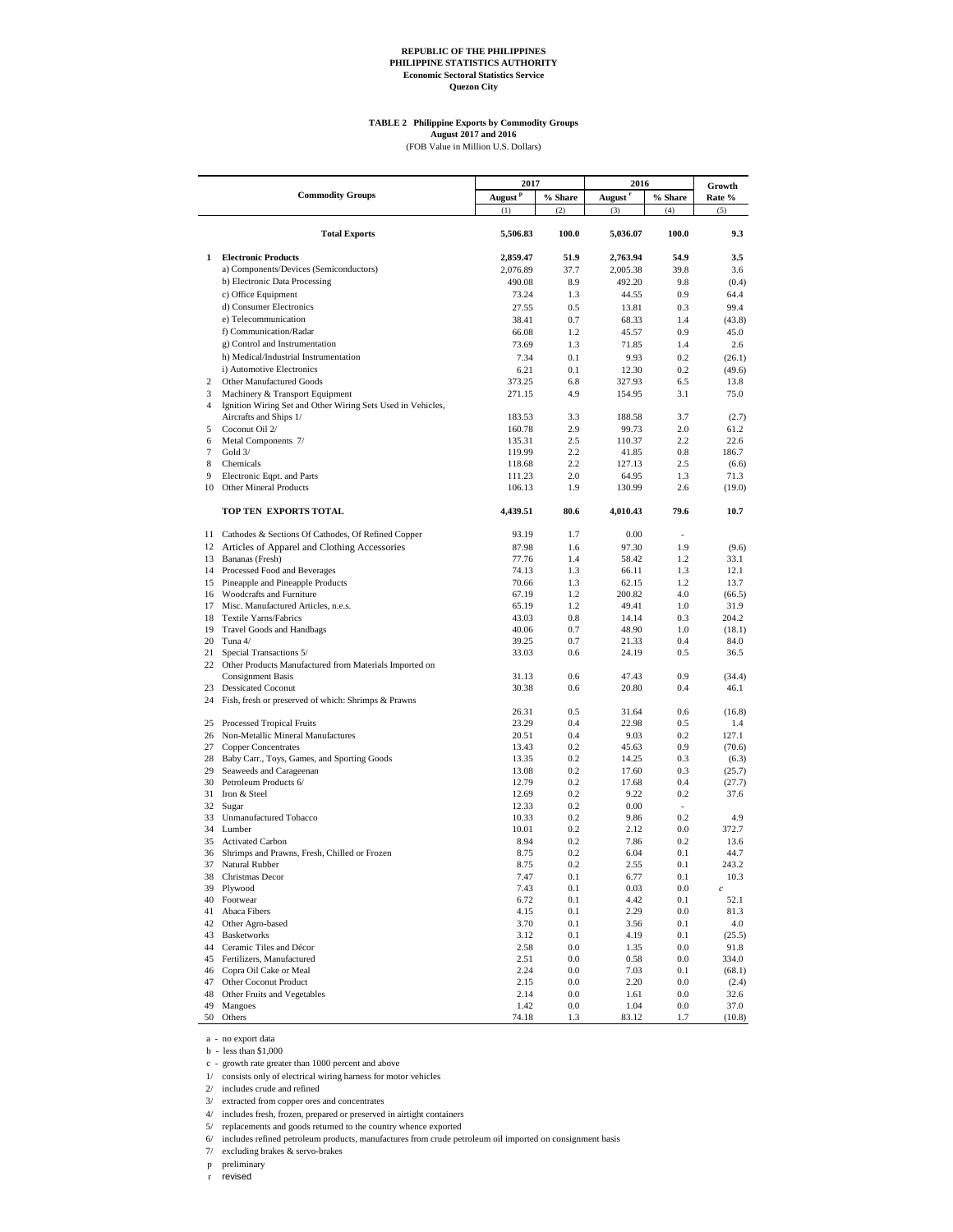**REPUBLIC OF THE PHILIPPINES**
**PHILIPPINE STATISTICS AUTHORITY**
**Economic Sectoral Statistics Service**
**Quezon City**

**TABLE 2 Philippine Exports by Commodity Groups**
**August 2017 and 2016**
(FOB Value in Million U.S. Dollars)

| | Commodity Groups | 2017 | | 2016 | | Growth Rate % |
|---|---|---|---|---|---|---|
| | | August p | % Share | August r | % Share | |
| | | (1) | (2) | (3) | (4) | (5) |
| | **Total Exports** | **5,506.83** | **100.0** | **5,036.07** | **100.0** | **9.3** |
| **1** | **Electronic Products** | **2,859.47** | **51.9** | **2,763.94** | **54.9** | **3.5** |
| | a) Components/Devices (Semiconductors) | 2,076.89 | 37.7 | 2,005.38 | 39.8 | 3.6 |
| | b) Electronic Data Processing | 490.08 | 8.9 | 492.20 | 9.8 | (0.4) |
| | c) Office Equipment | 73.24 | 1.3 | 44.55 | 0.9 | 64.4 |
| | d) Consumer Electronics | 27.55 | 0.5 | 13.81 | 0.3 | 99.4 |
| | e) Telecommunication | 38.41 | 0.7 | 68.33 | 1.4 | (43.8) |
| | f) Communication/Radar | 66.08 | 1.2 | 45.57 | 0.9 | 45.0 |
| | g) Control and Instrumentation | 73.69 | 1.3 | 71.85 | 1.4 | 2.6 |
| | h) Medical/Industrial Instrumentation | 7.34 | 0.1 | 9.93 | 0.2 | (26.1) |
| | i) Automotive Electronics | 6.21 | 0.1 | 12.30 | 0.2 | (49.6) |
| 2 | Other Manufactured Goods | 373.25 | 6.8 | 327.93 | 6.5 | 13.8 |
| 3 | Machinery & Transport Equipment | 271.15 | 4.9 | 154.95 | 3.1 | 75.0 |
| 4 | Ignition Wiring Set and Other Wiring Sets Used in Vehicles, Aircrafts and Ships 1/ | 183.53 | 3.3 | 188.58 | 3.7 | (2.7) |
| 5 | Coconut Oil 2/ | 160.78 | 2.9 | 99.73 | 2.0 | 61.2 |
| 6 | Metal Components 7/ | 135.31 | 2.5 | 110.37 | 2.2 | 22.6 |
| 7 | Gold 3/ | 119.99 | 2.2 | 41.85 | 0.8 | 186.7 |
| 8 | Chemicals | 118.68 | 2.2 | 127.13 | 2.5 | (6.6) |
| 9 | Electronic Eqpt. and Parts | 111.23 | 2.0 | 64.95 | 1.3 | 71.3 |
| 10 | Other Mineral Products | 106.13 | 1.9 | 130.99 | 2.6 | (19.0) |
| | **TOP TEN EXPORTS TOTAL** | **4,439.51** | **80.6** | **4,010.43** | **79.6** | **10.7** |
| 11 | Cathodes & Sections Of Cathodes, Of Refined Copper | 93.19 | 1.7 | 0.00 | - | |
| 12 | Articles of Apparel and Clothing Accessories | 87.98 | 1.6 | 97.30 | 1.9 | (9.6) |
| 13 | Bananas (Fresh) | 77.76 | 1.4 | 58.42 | 1.2 | 33.1 |
| 14 | Processed Food and Beverages | 74.13 | 1.3 | 66.11 | 1.3 | 12.1 |
| 15 | Pineapple and Pineapple Products | 70.66 | 1.3 | 62.15 | 1.2 | 13.7 |
| 16 | Woodcrafts and Furniture | 67.19 | 1.2 | 200.82 | 4.0 | (66.5) |
| 17 | Misc. Manufactured Articles, n.e.s. | 65.19 | 1.2 | 49.41 | 1.0 | 31.9 |
| 18 | Textile Yarns/Fabrics | 43.03 | 0.8 | 14.14 | 0.3 | 204.2 |
| 19 | Travel Goods and Handbags | 40.06 | 0.7 | 48.90 | 1.0 | (18.1) |
| 20 | Tuna 4/ | 39.25 | 0.7 | 21.33 | 0.4 | 84.0 |
| 21 | Special Transactions 5/ | 33.03 | 0.6 | 24.19 | 0.5 | 36.5 |
| 22 | Other Products Manufactured from Materials Imported on Consignment Basis | 31.13 | 0.6 | 47.43 | 0.9 | (34.4) |
| 23 | Dessicated Coconut | 30.38 | 0.6 | 20.80 | 0.4 | 46.1 |
| 24 | Fish, fresh or preserved of which: Shrimps & Prawns | 26.31 | 0.5 | 31.64 | 0.6 | (16.8) |
| 25 | Processed Tropical Fruits | 23.29 | 0.4 | 22.98 | 0.5 | 1.4 |
| 26 | Non-Metallic Mineral Manufactures | 20.51 | 0.4 | 9.03 | 0.2 | 127.1 |
| 27 | Copper Concentrates | 13.43 | 0.2 | 45.63 | 0.9 | (70.6) |
| 28 | Baby Carr., Toys, Games, and Sporting Goods | 13.35 | 0.2 | 14.25 | 0.3 | (6.3) |
| 29 | Seaweeds and Carageenan | 13.08 | 0.2 | 17.60 | 0.3 | (25.7) |
| 30 | Petroleum Products 6/ | 12.79 | 0.2 | 17.68 | 0.4 | (27.7) |
| 31 | Iron & Steel | 12.69 | 0.2 | 9.22 | 0.2 | 37.6 |
| 32 | Sugar | 12.33 | 0.2 | 0.00 | - | |
| 33 | Unmanufactured Tobacco | 10.33 | 0.2 | 9.86 | 0.2 | 4.9 |
| 34 | Lumber | 10.01 | 0.2 | 2.12 | 0.0 | 372.7 |
| 35 | Activated Carbon | 8.94 | 0.2 | 7.86 | 0.2 | 13.6 |
| 36 | Shrimps and Prawns, Fresh, Chilled or Frozen | 8.75 | 0.2 | 6.04 | 0.1 | 44.7 |
| 37 | Natural Rubber | 8.75 | 0.2 | 2.55 | 0.1 | 243.2 |
| 38 | Christmas Decor | 7.47 | 0.1 | 6.77 | 0.1 | 10.3 |
| 39 | Plywood | 7.43 | 0.1 | 0.03 | 0.0 | c |
| 40 | Footwear | 6.72 | 0.1 | 4.42 | 0.1 | 52.1 |
| 41 | Abaca Fibers | 4.15 | 0.1 | 2.29 | 0.0 | 81.3 |
| 42 | Other Agro-based | 3.70 | 0.1 | 3.56 | 0.1 | 4.0 |
| 43 | Basketworks | 3.12 | 0.1 | 4.19 | 0.1 | (25.5) |
| 44 | Ceramic Tiles and Décor | 2.58 | 0.0 | 1.35 | 0.0 | 91.8 |
| 45 | Fertilizers, Manufactured | 2.51 | 0.0 | 0.58 | 0.0 | 334.0 |
| 46 | Copra Oil Cake or Meal | 2.24 | 0.0 | 7.03 | 0.1 | (68.1) |
| 47 | Other Coconut Product | 2.15 | 0.0 | 2.20 | 0.0 | (2.4) |
| 48 | Other Fruits and Vegetables | 2.14 | 0.0 | 1.61 | 0.0 | 32.6 |
| 49 | Mangoes | 1.42 | 0.0 | 1.04 | 0.0 | 37.0 |
| 50 | Others | 74.18 | 1.3 | 83.12 | 1.7 | (10.8) |

a - no export data
b - less than $1,000
c - growth rate greater than 1000 percent and above
1/ consists only of electrical wiring harness for motor vehicles
2/ includes crude and refined
3/ extracted from copper ores and concentrates
4/ includes fresh, frozen, prepared or preserved in airtight containers
5/ replacements and goods returned to the country whence exported
6/ includes refined petroleum products, manufactures from crude petroleum oil imported on consignment basis
7/ excluding brakes & servo-brakes
p preliminary
r revised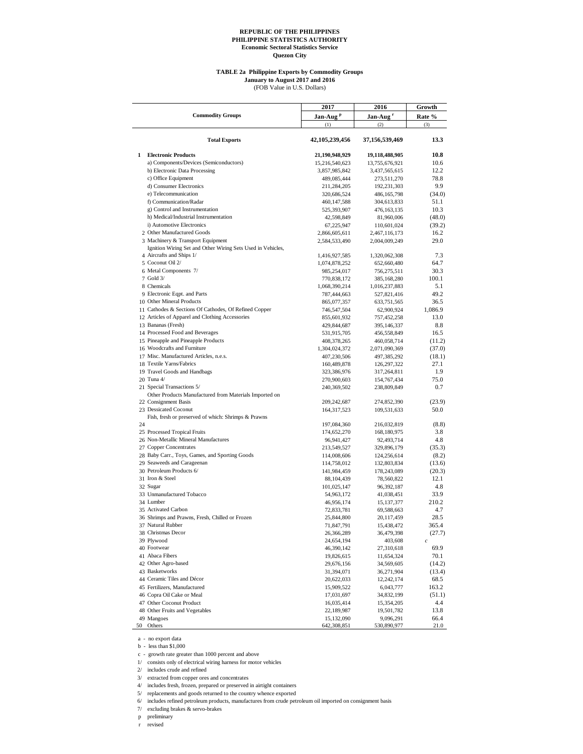**REPUBLIC OF THE PHILIPPINES**
**PHILIPPINE STATISTICS AUTHORITY**
**Economic Sectoral Statistics Service**
**Quezon City**

**TABLE 2a Philippine Exports by Commodity Groups**
**January to August 2017 and 2016**
(FOB Value in U.S. Dollars)

| | Commodity Groups | 2017 Jan-Aug [p] (1) | 2016 Jan-Aug [r] (2) | Growth Rate % (3) |
|---|---|---|---|---|
| | **Total Exports** | **42,105,239,456** | **37,156,539,469** | **13.3** |
| **1** | **Electronic Products** | **21,190,948,929** | **19,118,488,905** | **10.8** |
| | a) Components/Devices (Semiconductors) | 15,216,540,623 | 13,755,676,921 | 10.6 |
| | b) Electronic Data Processing | 3,857,985,842 | 3,437,565,615 | 12.2 |
| | c) Office Equipment | 489,085,444 | 273,511,270 | 78.8 |
| | d) Consumer Electronics | 211,284,205 | 192,231,303 | 9.9 |
| | e) Telecommunication | 320,686,524 | 486,165,798 | (34.0) |
| | f) Communication/Radar | 460,147,588 | 304,613,833 | 51.1 |
| | g) Control and Instrumentation | 525,393,907 | 476,163,135 | 10.3 |
| | h) Medical/Industrial Instrumentation | 42,598,849 | 81,960,006 | (48.0) |
| | i) Automotive Electronics | 67,225,947 | 110,601,024 | (39.2) |
| 2 | Other Manufactured Goods | 2,866,605,611 | 2,467,116,173 | 16.2 |
| 3 | Machinery & Transport Equipment | 2,584,533,490 | 2,004,009,249 | 29.0 |
| 4 | Ignition Wiring Set and Other Wiring Sets Used in Vehicles, Aircrafts and Ships 1/ | 1,416,927,585 | 1,320,062,308 | 7.3 |
| 5 | Coconut Oil 2/ | 1,074,878,252 | 652,660,480 | 64.7 |
| 6 | Metal Components 7/ | 985,254,017 | 756,275,511 | 30.3 |
| 7 | Gold 3/ | 770,838,172 | 385,168,280 | 100.1 |
| 8 | Chemicals | 1,068,390,214 | 1,016,237,883 | 5.1 |
| 9 | Electronic Eqpt. and Parts | 787,444,663 | 527,821,416 | 49.2 |
| 10 | Other Mineral Products | 865,077,357 | 633,751,565 | 36.5 |
| 11 | Cathodes & Sections Of Cathodes, Of Refined Copper | 746,547,504 | 62,900,924 | 1,086.9 |
| 12 | Articles of Apparel and Clothing Accessories | 855,601,932 | 757,452,258 | 13.0 |
| 13 | Bananas (Fresh) | 429,844,687 | 395,146,337 | 8.8 |
| 14 | Processed Food and Beverages | 531,915,705 | 456,558,849 | 16.5 |
| 15 | Pineapple and Pineapple Products | 408,378,265 | 460,058,714 | (11.2) |
| 16 | Woodcrafts and Furniture | 1,304,024,372 | 2,071,090,369 | (37.0) |
| 17 | Misc. Manufactured Articles, n.e.s. | 407,230,506 | 497,385,292 | (18.1) |
| 18 | Textile Yarns/Fabrics | 160,489,878 | 126,297,322 | 27.1 |
| 19 | Travel Goods and Handbags | 323,386,976 | 317,264,811 | 1.9 |
| 20 | Tuna 4/ | 270,900,603 | 154,767,434 | 75.0 |
| 21 | Special Transactions 5/ | 240,369,502 | 238,809,849 | 0.7 |
| 22 | Other Products Manufactured from Materials Imported on Consignment Basis | 209,242,687 | 274,852,390 | (23.9) |
| 23 | Dessicated Coconut | 164,317,523 | 109,531,633 | 50.0 |
| 24 | Fish, fresh or preserved of which: Shrimps & Prawns | 197,084,360 | 216,032,819 | (8.8) |
| 25 | Processed Tropical Fruits | 174,652,270 | 168,180,975 | 3.8 |
| 26 | Non-Metallic Mineral Manufactures | 96,941,427 | 92,493,714 | 4.8 |
| 27 | Copper Concentrates | 213,549,527 | 329,896,179 | (35.3) |
| 28 | Baby Carr., Toys, Games, and Sporting Goods | 114,008,606 | 124,256,614 | (8.2) |
| 29 | Seaweeds and Carageenan | 114,758,012 | 132,803,834 | (13.6) |
| 30 | Petroleum Products 6/ | 141,984,459 | 178,243,089 | (20.3) |
| 31 | Iron & Steel | 88,104,439 | 78,560,822 | 12.1 |
| 32 | Sugar | 101,025,147 | 96,392,187 | 4.8 |
| 33 | Unmanufactured Tobacco | 54,963,172 | 41,038,451 | 33.9 |
| 34 | Lumber | 46,956,174 | 15,137,377 | 210.2 |
| 35 | Activated Carbon | 72,833,781 | 69,588,663 | 4.7 |
| 36 | Shrimps and Prawns, Fresh, Chilled or Frozen | 25,844,800 | 20,117,459 | 28.5 |
| 37 | Natural Rubber | 71,847,791 | 15,438,472 | 365.4 |
| 38 | Christmas Decor | 26,366,289 | 36,479,398 | (27.7) |
| 39 | Plywood | 24,654,194 | 403,608 | c |
| 40 | Footwear | 46,390,142 | 27,310,618 | 69.9 |
| 41 | Abaca Fibers | 19,826,615 | 11,654,324 | 70.1 |
| 42 | Other Agro-based | 29,676,156 | 34,569,605 | (14.2) |
| 43 | Basketworks | 31,394,071 | 36,271,904 | (13.4) |
| 44 | Ceramic Tiles and Décor | 20,622,033 | 12,242,174 | 68.5 |
| 45 | Fertilizers, Manufactured | 15,909,522 | 6,043,777 | 163.2 |
| 46 | Copra Oil Cake or Meal | 17,031,697 | 34,832,199 | (51.1) |
| 47 | Other Coconut Product | 16,035,414 | 15,354,205 | 4.4 |
| 48 | Other Fruits and Vegetables | 22,189,987 | 19,501,782 | 13.8 |
| 49 | Mangoes | 15,132,090 | 9,096,291 | 66.4 |
| 50 | Others | 642,308,851 | 530,890,977 | 21.0 |

a - no export data
b - less than $1,000
c - growth rate greater than 1000 percent and above
1/ consists only of electrical wiring harness for motor vehicles
2/ includes crude and refined
3/ extracted from copper ores and concentrates
4/ includes fresh, frozen, prepared or preserved in airtight containers
5/ replacements and goods returned to the country whence exported
6/ includes refined petroleum products, manufactures from crude petroleum oil imported on consignment basis
7/ excluding brakes & servo-brakes
p preliminary
r revised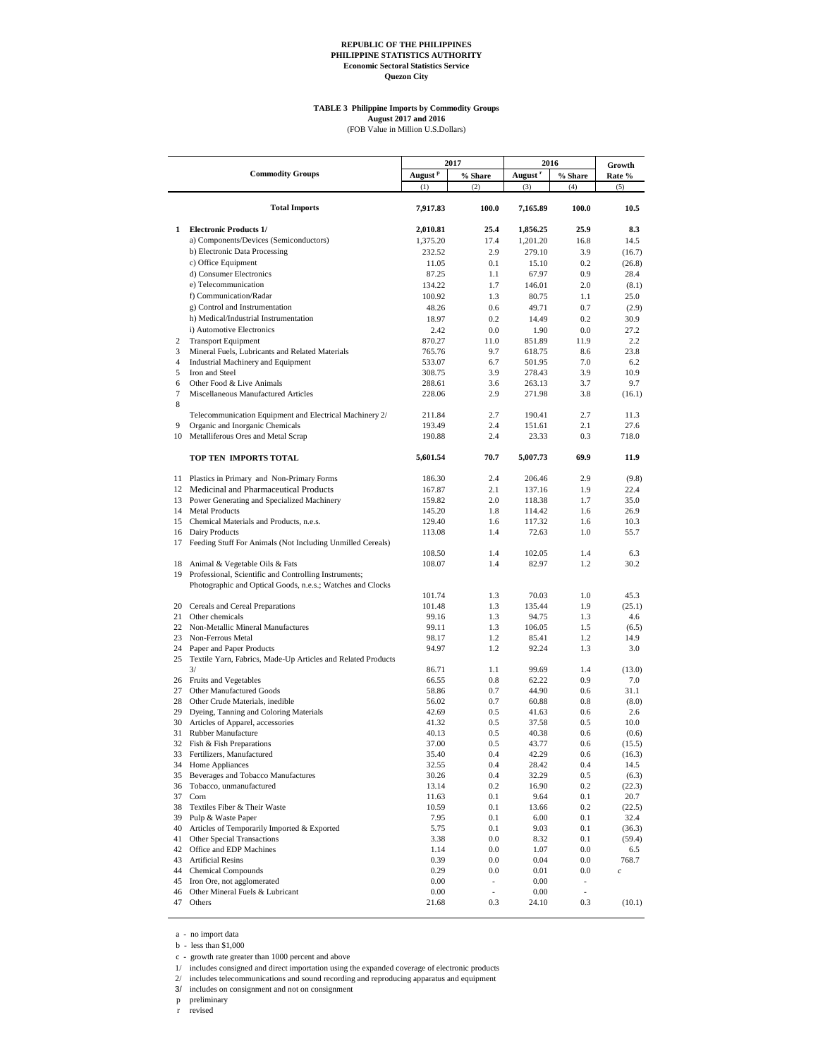**REPUBLIC OF THE PHILIPPINES**
**PHILIPPINE STATISTICS AUTHORITY**
**Economic Sectoral Statistics Service**
**Quezon City**

**TABLE 3 Philippine Imports by Commodity Groups**
**August 2017 and 2016**
(FOB Value in Million U.S.Dollars)

| | Commodity Groups | 2017 | | 2016 | | Growth Rate % |
|---|---|---|---|---|---|---|
| | | August p | % Share | August r | % Share | |
| | | (1) | (2) | (3) | (4) | (5) |
| | **Total Imports** | **7,917.83** | **100.0** | **7,165.89** | **100.0** | **10.5** |
| **1** | **Electronic Products 1/** | **2,010.81** | **25.4** | **1,856.25** | **25.9** | **8.3** |
| | a) Components/Devices (Semiconductors) | 1,375.20 | 17.4 | 1,201.20 | 16.8 | 14.5 |
| | b) Electronic Data Processing | 232.52 | 2.9 | 279.10 | 3.9 | (16.7) |
| | c) Office Equipment | 11.05 | 0.1 | 15.10 | 0.2 | (26.8) |
| | d) Consumer Electronics | 87.25 | 1.1 | 67.97 | 0.9 | 28.4 |
| | e) Telecommunication | 134.22 | 1.7 | 146.01 | 2.0 | (8.1) |
| | f) Communication/Radar | 100.92 | 1.3 | 80.75 | 1.1 | 25.0 |
| | g) Control and Instrumentation | 48.26 | 0.6 | 49.71 | 0.7 | (2.9) |
| | h) Medical/Industrial Instrumentation | 18.97 | 0.2 | 14.49 | 0.2 | 30.9 |
| | i) Automotive Electronics | 2.42 | 0.0 | 1.90 | 0.0 | 27.2 |
| 2 | Transport Equipment | 870.27 | 11.0 | 851.89 | 11.9 | 2.2 |
| 3 | Mineral Fuels, Lubricants and Related Materials | 765.76 | 9.7 | 618.75 | 8.6 | 23.8 |
| 4 | Industrial Machinery and Equipment | 533.07 | 6.7 | 501.95 | 7.0 | 6.2 |
| 5 | Iron and Steel | 308.75 | 3.9 | 278.43 | 3.9 | 10.9 |
| 6 | Other Food & Live Animals | 288.61 | 3.6 | 263.13 | 3.7 | 9.7 |
| 7 | Miscellaneous Manufactured Articles | 228.06 | 2.9 | 271.98 | 3.8 | (16.1) |
| 8 | Telecommunication Equipment and Electrical Machinery 2/ | 211.84 | 2.7 | 190.41 | 2.7 | 11.3 |
| 9 | Organic and Inorganic Chemicals | 193.49 | 2.4 | 151.61 | 2.1 | 27.6 |
| 10 | Metalliferous Ores and Metal Scrap | 190.88 | 2.4 | 23.33 | 0.3 | 718.0 |
| | **TOP TEN IMPORTS TOTAL** | **5,601.54** | **70.7** | **5,007.73** | **69.9** | **11.9** |
| 11 | Plastics in Primary and Non-Primary Forms | 186.30 | 2.4 | 206.46 | 2.9 | (9.8) |
| 12 | Medicinal and Pharmaceutical Products | 167.87 | 2.1 | 137.16 | 1.9 | 22.4 |
| 13 | Power Generating and Specialized Machinery | 159.82 | 2.0 | 118.38 | 1.7 | 35.0 |
| 14 | Metal Products | 145.20 | 1.8 | 114.42 | 1.6 | 26.9 |
| 15 | Chemical Materials and Products, n.e.s. | 129.40 | 1.6 | 117.32 | 1.6 | 10.3 |
| 16 | Dairy Products | 113.08 | 1.4 | 72.63 | 1.0 | 55.7 |
| 17 | Feeding Stuff For Animals (Not Including Unmilled Cereals) | 108.50 | 1.4 | 102.05 | 1.4 | 6.3 |
| 18 | Animal & Vegetable Oils & Fats | 108.07 | 1.4 | 82.97 | 1.2 | 30.2 |
| 19 | Professional, Scientific and Controlling Instruments; Photographic and Optical Goods, n.e.s.; Watches and Clocks | 101.74 | 1.3 | 70.03 | 1.0 | 45.3 |
| 20 | Cereals and Cereal Preparations | 101.48 | 1.3 | 135.44 | 1.9 | (25.1) |
| 21 | Other chemicals | 99.16 | 1.3 | 94.75 | 1.3 | 4.6 |
| 22 | Non-Metallic Mineral Manufactures | 99.11 | 1.3 | 106.05 | 1.5 | (6.5) |
| 23 | Non-Ferrous Metal | 98.17 | 1.2 | 85.41 | 1.2 | 14.9 |
| 24 | Paper and Paper Products | 94.97 | 1.2 | 92.24 | 1.3 | 3.0 |
| 25 | Textile Yarn, Fabrics, Made-Up Articles and Related Products 3/ | 86.71 | 1.1 | 99.69 | 1.4 | (13.0) |
| 26 | Fruits and Vegetables | 66.55 | 0.8 | 62.22 | 0.9 | 7.0 |
| 27 | Other Manufactured Goods | 58.86 | 0.7 | 44.90 | 0.6 | 31.1 |
| 28 | Other Crude Materials, inedible | 56.02 | 0.7 | 60.88 | 0.8 | (8.0) |
| 29 | Dyeing, Tanning and Coloring Materials | 42.69 | 0.5 | 41.63 | 0.6 | 2.6 |
| 30 | Articles of Apparel, accessories | 41.32 | 0.5 | 37.58 | 0.5 | 10.0 |
| 31 | Rubber Manufacture | 40.13 | 0.5 | 40.38 | 0.6 | (0.6) |
| 32 | Fish & Fish Preparations | 37.00 | 0.5 | 43.77 | 0.6 | (15.5) |
| 33 | Fertilizers, Manufactured | 35.40 | 0.4 | 42.29 | 0.6 | (16.3) |
| 34 | Home Appliances | 32.55 | 0.4 | 28.42 | 0.4 | 14.5 |
| 35 | Beverages and Tobacco Manufactures | 30.26 | 0.4 | 32.29 | 0.5 | (6.3) |
| 36 | Tobacco, unmanufactured | 13.14 | 0.2 | 16.90 | 0.2 | (22.3) |
| 37 | Corn | 11.63 | 0.1 | 9.64 | 0.1 | 20.7 |
| 38 | Textiles Fiber & Their Waste | 10.59 | 0.1 | 13.66 | 0.2 | (22.5) |
| 39 | Pulp & Waste Paper | 7.95 | 0.1 | 6.00 | 0.1 | 32.4 |
| 40 | Articles of Temporarily Imported & Exported | 5.75 | 0.1 | 9.03 | 0.1 | (36.3) |
| 41 | Other Special Transactions | 3.38 | 0.0 | 8.32 | 0.1 | (59.4) |
| 42 | Office and EDP Machines | 1.14 | 0.0 | 1.07 | 0.0 | 6.5 |
| 43 | Artificial Resins | 0.39 | 0.0 | 0.04 | 0.0 | 768.7 |
| 44 | Chemical Compounds | 0.29 | 0.0 | 0.01 | 0.0 | *c* |
| 45 | Iron Ore, not agglomerated | 0.00 | - | 0.00 | - | |
| 46 | Other Mineral Fuels & Lubricant | 0.00 | - | 0.00 | - | |
| 47 | Others | 21.68 | 0.3 | 24.10 | 0.3 | (10.1) |

a - no import data
b - less than $1,000
c - growth rate greater than 1000 percent and above
1/ includes consigned and direct importation using the expanded coverage of electronic products
2/ includes telecommunications and sound recording and reproducing apparatus and equipment
3/ includes on consignment and not on consignment
p preliminary
r revised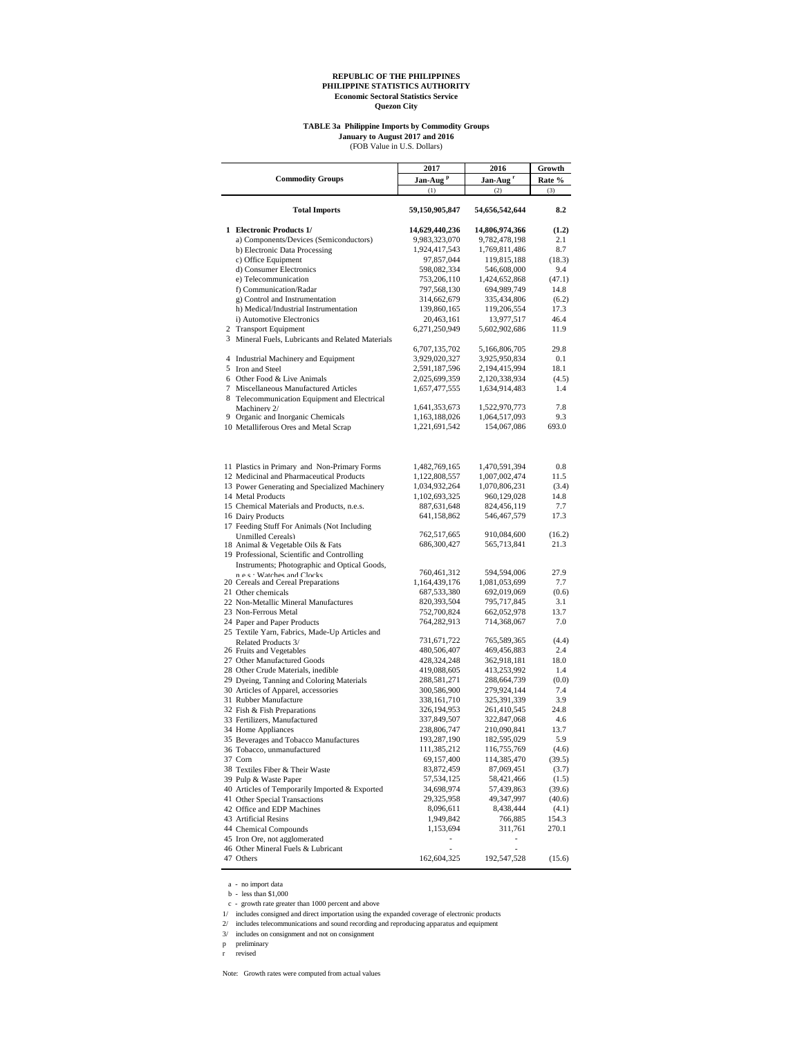**REPUBLIC OF THE PHILIPPINES**
**PHILIPPINE STATISTICS AUTHORITY**
**Economic Sectoral Statistics Service**
**Quezon City**

**TABLE 3a Philippine Imports by Commodity Groups**
**January to August 2017 and 2016**
(FOB Value in U.S. Dollars)

| Commodity Groups | 2017 Jan-Aug [p] | 2016 Jan-Aug [r] | Growth Rate % |
|---|---|---|---|
| | (1) | (2) | (3) |
| **Total Imports** | **59,150,905,847** | **54,656,542,644** | **8.2** |
| **1 Electronic Products 1/** | **14,629,440,236** | **14,806,974,366** | **(1.2)** |
| a) Components/Devices (Semiconductors) | 9,983,323,070 | 9,782,478,198 | 2.1 |
| b) Electronic Data Processing | 1,924,417,543 | 1,769,811,486 | 8.7 |
| c) Office Equipment | 97,857,044 | 119,815,188 | (18.3) |
| d) Consumer Electronics | 598,082,334 | 546,608,000 | 9.4 |
| e) Telecommunication | 753,206,110 | 1,424,652,868 | (47.1) |
| f) Communication/Radar | 797,568,130 | 694,989,749 | 14.8 |
| g) Control and Instrumentation | 314,662,679 | 335,434,806 | (6.2) |
| h) Medical/Industrial Instrumentation | 139,860,165 | 119,206,554 | 17.3 |
| i) Automotive Electronics | 20,463,161 | 13,977,517 | 46.4 |
| 2 Transport Equipment | 6,271,250,949 | 5,602,902,686 | 11.9 |
| 3 Mineral Fuels, Lubricants and Related Materials | 6,707,135,702 | 5,166,806,705 | 29.8 |
| 4 Industrial Machinery and Equipment | 3,929,020,327 | 3,925,950,834 | 0.1 |
| 5 Iron and Steel | 2,591,187,596 | 2,194,415,994 | 18.1 |
| 6 Other Food & Live Animals | 2,025,699,359 | 2,120,338,934 | (4.5) |
| 7 Miscellaneous Manufactured Articles | 1,657,477,555 | 1,634,914,483 | 1.4 |
| 8 Telecommunication Equipment and Electrical Machinery 2/ | 1,641,353,673 | 1,522,970,773 | 7.8 |
| 9 Organic and Inorganic Chemicals | 1,163,188,026 | 1,064,517,093 | 9.3 |
| 10 Metalliferous Ores and Metal Scrap | 1,221,691,542 | 154,067,086 | 693.0 |
| 11 Plastics in Primary and Non-Primary Forms | 1,482,769,165 | 1,470,591,394 | 0.8 |
| 12 Medicinal and Pharmaceutical Products | 1,122,808,557 | 1,007,002,474 | 11.5 |
| 13 Power Generating and Specialized Machinery | 1,034,932,264 | 1,070,806,231 | (3.4) |
| 14 Metal Products | 1,102,693,325 | 960,129,028 | 14.8 |
| 15 Chemical Materials and Products, n.e.s. | 887,631,648 | 824,456,119 | 7.7 |
| 16 Dairy Products | 641,158,862 | 546,467,579 | 17.3 |
| 17 Feeding Stuff For Animals (Not Including Unmilled Cereals) | 762,517,665 | 910,084,600 | (16.2) |
| 18 Animal & Vegetable Oils & Fats | 686,300,427 | 565,713,841 | 21.3 |
| 19 Professional, Scientific and Controlling Instruments; Photographic and Optical Goods, n.e.s.; Watches and Clocks | 760,461,312 | 594,594,006 | 27.9 |
| 20 Cereals and Cereal Preparations | 1,164,439,176 | 1,081,053,699 | 7.7 |
| 21 Other chemicals | 687,533,380 | 692,019,069 | (0.6) |
| 22 Non-Metallic Mineral Manufactures | 820,393,504 | 795,717,845 | 3.1 |
| 23 Non-Ferrous Metal | 752,700,824 | 662,052,978 | 13.7 |
| 24 Paper and Paper Products | 764,282,913 | 714,368,067 | 7.0 |
| 25 Textile Yarn, Fabrics, Made-Up Articles and Related Products 3/ | 731,671,722 | 765,589,365 | (4.4) |
| 26 Fruits and Vegetables | 480,506,407 | 469,456,883 | 2.4 |
| 27 Other Manufactured Goods | 428,324,248 | 362,918,181 | 18.0 |
| 28 Other Crude Materials, inedible | 419,088,605 | 413,253,992 | 1.4 |
| 29 Dyeing, Tanning and Coloring Materials | 288,581,271 | 288,664,739 | (0.0) |
| 30 Articles of Apparel, accessories | 300,586,900 | 279,924,144 | 7.4 |
| 31 Rubber Manufacture | 338,161,710 | 325,391,339 | 3.9 |
| 32 Fish & Fish Preparations | 326,194,953 | 261,410,545 | 24.8 |
| 33 Fertilizers, Manufactured | 337,849,507 | 322,847,068 | 4.6 |
| 34 Home Appliances | 238,806,747 | 210,090,841 | 13.7 |
| 35 Beverages and Tobacco Manufactures | 193,287,190 | 182,595,029 | 5.9 |
| 36 Tobacco, unmanufactured | 111,385,212 | 116,755,769 | (4.6) |
| 37 Corn | 69,157,400 | 114,385,470 | (39.5) |
| 38 Textiles Fiber & Their Waste | 83,872,459 | 87,069,451 | (3.7) |
| 39 Pulp & Waste Paper | 57,534,125 | 58,421,466 | (1.5) |
| 40 Articles of Temporarily Imported & Exported | 34,698,974 | 57,439,863 | (39.6) |
| 41 Other Special Transactions | 29,325,958 | 49,347,997 | (40.6) |
| 42 Office and EDP Machines | 8,096,611 | 8,438,444 | (4.1) |
| 43 Artificial Resins | 1,949,842 | 766,885 | 154.3 |
| 44 Chemical Compounds | 1,153,694 | 311,761 | 270.1 |
| 45 Iron Ore, not agglomerated | - | - | |
| 46 Other Mineral Fuels & Lubricant | - | - | |
| 47 Others | 162,604,325 | 192,547,528 | (15.6) |

a - no import data
b - less than $1,000
c - growth rate greater than 1000 percent and above
1/ includes consigned and direct importation using the expanded coverage of electronic products
2/ includes telecommunications and sound recording and reproducing apparatus and equipment
3/ includes on consignment and not on consignment
p preliminary
r revised

Note: Growth rates were computed from actual values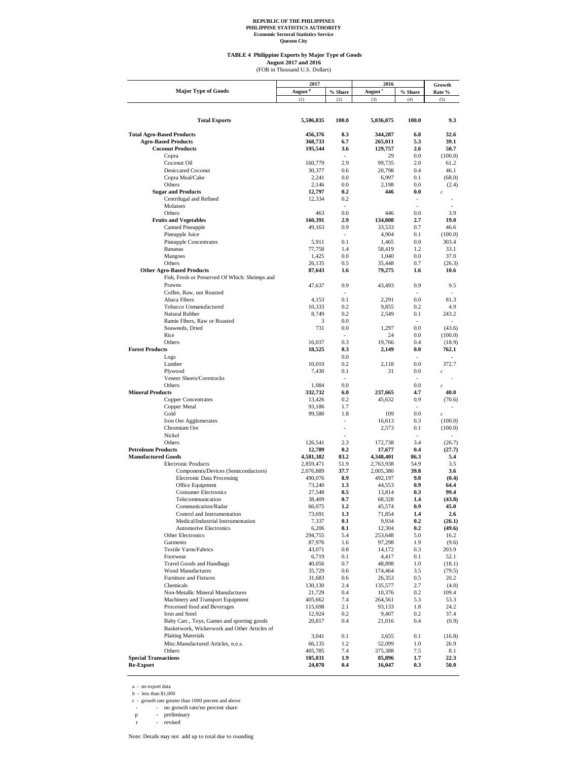REPUBLIC OF THE PHILIPPINES
PHILIPPINE STATISTICS AUTHORITY
Economic Sectoral Statistics Service
Quezon City

**TABLE 4 Philippine Exports by Major Type of Goods**
**August 2017 and 2016**
(FOB in Thousand U.S. Dollars)

| Major Type of Goods | 2017 August [p] | 2017 % Share | 2016 August [r] | 2016 % Share | Growth Rate % |
|---|---|---|---|---|---|
| | (1) | (2) | (3) | (4) | (5) |
| **Total Exports** | **5,506,835** | **100.0** | **5,036,075** | **100.0** | **9.3** |
| **Total Agro-Based Products** | **456,376** | **8.3** | **344,287** | **6.8** | **32.6** |
| **Agro-Based Products** | **368,733** | **6.7** | **265,011** | **5.3** | **39.1** |
| **Coconut Products** | **195,544** | **3.6** | **129,757** | **2.6** | **50.7** |
| Copra | | - | 29 | 0.0 | (100.0) |
| Coconut Oil | 160,779 | 2.9 | 99,735 | 2.0 | 61.2 |
| Desiccated Coconut | 30,377 | 0.6 | 20,798 | 0.4 | 46.1 |
| Copra Meal/Cake | 2,241 | 0.0 | 6,997 | 0.1 | (68.0) |
| Others | 2,146 | 0.0 | 2,198 | 0.0 | (2.4) |
| **Sugar and Products** | **12,797** | **0.2** | **446** | **0.0** | *c* |
| Centrifugal and Refined | 12,334 | 0.2 | | - | - |
| Molasses | | - | | - | - |
| Others | 463 | 0.0 | 446 | 0.0 | 3.9 |
| **Fruits and Vegetables** | **160,391** | **2.9** | **134,808** | **2.7** | **19.0** |
| Canned Pineapple | 49,163 | 0.9 | 33,533 | 0.7 | 46.6 |
| Pineapple Juice | | - | 4,904 | 0.1 | (100.0) |
| Pineapple Concentrates | 5,911 | 0.1 | 1,465 | 0.0 | 303.4 |
| Bananas | 77,758 | 1.4 | 58,419 | 1.2 | 33.1 |
| Mangoes | 1,425 | 0.0 | 1,040 | 0.0 | 37.0 |
| Others | 26,135 | 0.5 | 35,448 | 0.7 | (26.3) |
| **Other Agro-Based Products** | **87,643** | **1.6** | **79,275** | **1.6** | **10.6** |
| Fish, Fresh or Preserved Of Which: Shrimps and Prawns | 47,637 | 0.9 | 43,493 | 0.9 | 9.5 |
| Coffee, Raw, not Roasted | | - | | - | - |
| Abaca Fibers | 4,153 | 0.1 | 2,291 | 0.0 | 81.3 |
| Tobacco Unmanufactured | 10,333 | 0.2 | 9,855 | 0.2 | 4.9 |
| Natural Rubber | 8,749 | 0.2 | 2,549 | 0.1 | 243.2 |
| Ramie Fibers, Raw or Roasted | 3 | 0.0 | | - | - |
| Seaweeds, Dried | 731 | 0.0 | 1,297 | 0.0 | (43.6) |
| Rice | | - | 24 | 0.0 | (100.0) |
| Others | 16,037 | 0.3 | 19,766 | 0.4 | (18.9) |
| **Forest Products** | **18,525** | **0.3** | **2,149** | **0.0** | **762.1** |
| Logs | | 0.0 | | - | - |
| Lumber | 10,010 | 0.2 | 2,118 | 0.0 | 372.7 |
| Plywood | 7,430 | 0.1 | 31 | 0.0 | *c* |
| Veneer Sheets/Corestocks | | - | | - | - |
| Others | 1,084 | 0.0 | | 0.0 | *c* |
| **Mineral Products** | **332,732** | **6.0** | **237,665** | **4.7** | **40.0** |
| Copper Concentrates | 13,426 | 0.2 | 45,632 | 0.9 | (70.6) |
| Copper Metal | 93,186 | 1.7 | | - | - |
| Gold | 99,580 | 1.8 | 109 | 0.0 | *c* |
| Iron Ore Agglomerates | | - | 16,613 | 0.3 | (100.0) |
| Chromium Ore | | - | 2,573 | 0.1 | (100.0) |
| Nickel | | - | | - | - |
| Others | 126,541 | 2.3 | 172,738 | 3.4 | (26.7) |
| **Petroleum Products** | **12,789** | **0.2** | **17,677** | **0.4** | **(27.7)** |
| **Manufactured Goods** | **4,581,382** | **83.2** | **4,348,401** | **86.3** | **5.4** |
| Electronic Products | 2,859,471 | 51.9 | 2,763,938 | 54.9 | 3.5 |
| Components/Devices (Semiconductors) | 2,076,889 | **37.7** | 2,005,380 | **39.8** | **3.6** |
| Electronic Data Processing | 490,076 | **8.9** | 492,197 | **9.8** | **(0.4)** |
| Office Equipment | 73,240 | **1.3** | 44,553 | **0.9** | **64.4** |
| Consumer Electronics | 27,548 | **0.5** | 13,814 | **0.3** | **99.4** |
| Telecommunication | 38,409 | **0.7** | 68,328 | **1.4** | **(43.8)** |
| Communication/Radar | 66,075 | **1.2** | 45,574 | **0.9** | **45.0** |
| Control and Instrumentation | 73,691 | **1.3** | 71,854 | **1.4** | **2.6** |
| Medical/Industrial Instrumentation | 7,337 | **0.1** | 9,934 | **0.2** | **(26.1)** |
| Automotive Electronics | 6,206 | **0.1** | 12,304 | **0.2** | **(49.6)** |
| Other Electronics | 294,755 | 5.4 | 253,648 | 5.0 | 16.2 |
| Garments | 87,976 | 1.6 | 97,298 | 1.9 | (9.6) |
| Textile Yarns/Fabrics | 43,071 | 0.8 | 14,172 | 0.3 | 203.9 |
| Footwear | 6,719 | 0.1 | 4,417 | 0.1 | 52.1 |
| Travel Goods and Handbags | 40,056 | 0.7 | 48,898 | 1.0 | (18.1) |
| Wood Manufactures | 35,729 | 0.6 | 174,464 | 3.5 | (79.5) |
| Furniture and Fixtures | 31,683 | 0.6 | 26,353 | 0.5 | 20.2 |
| Chemicals | 130,130 | 2.4 | 135,577 | 2.7 | (4.0) |
| Non-Metallic Mineral Manufactures | 21,729 | 0.4 | 10,376 | 0.2 | 109.4 |
| Machinery and Transport Equipment | 405,662 | 7.4 | 264,561 | 5.3 | 53.3 |
| Processed food and Beverages | 115,698 | 2.1 | 93,133 | 1.8 | 24.2 |
| Iron and Steel | 12,924 | 0.2 | 9,407 | 0.2 | 37.4 |
| Baby Carr., Toys, Games and sporting goods | 20,817 | 0.4 | 21,016 | 0.4 | (0.9) |
| Basketwork, Wickerwork and Other Articles of Plaiting Materials | 3,041 | 0.1 | 3,655 | 0.1 | (16.8) |
| Misc.Manufactured Articles, n.e.s. | 66,135 | 1.2 | 52,099 | 1.0 | 26.9 |
| Others | 405,785 | 7.4 | 375,388 | 7.5 | 8.1 |
| **Special Transactions** | **105,031** | **1.9** | **85,896** | **1.7** | **22.3** |
| **Re-Export** | **24,070** | **0.4** | **16,047** | **0.3** | **50.0** |

a - no export data
b - less than $1,000
c - growth rate greater than 1000 percent and above
\- - no growth rate/no percent share
p - preliminary
r - revised

Note: Details may not add up to total due to rounding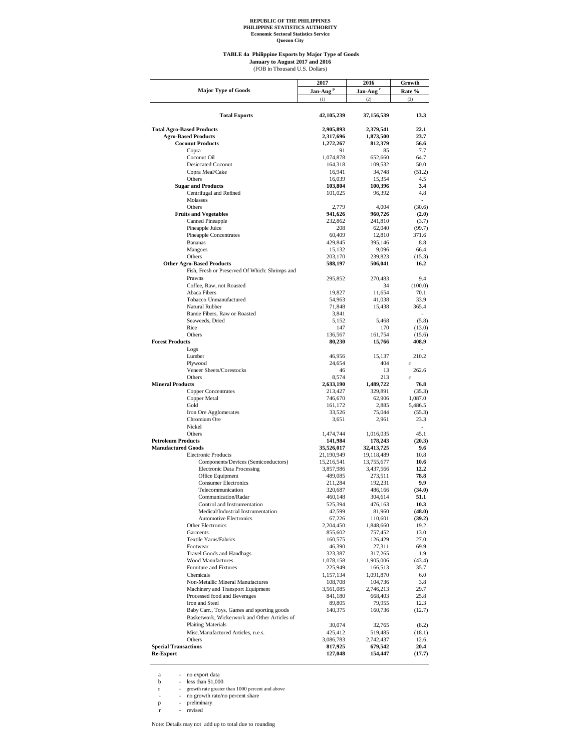REPUBLIC OF THE PHILIPPINES
PHILIPPINE STATISTICS AUTHORITY
Economic Sectoral Statistics Service
Quezon City

**TABLE 4a Philippine Exports by Major Type of Goods**
**January to August 2017 and 2016**
(FOB in Thousand U.S. Dollars)

| Major Type of Goods | 2017 Jan-Aug [p] | 2016 Jan-Aug [r] | Growth Rate % |
|---|---|---|---|
| | (1) | (2) | (3) |
| **Total Exports** | **42,105,239** | **37,156,539** | **13.3** |
| **Total Agro-Based Products** | **2,905,893** | **2,379,541** | **22.1** |
| **Agro-Based Products** | **2,317,696** | **1,873,500** | **23.7** |
| **Coconut Products** | **1,272,267** | **812,379** | **56.6** |
| Copra | 91 | 85 | 7.7 |
| Coconut Oil | 1,074,878 | 652,660 | 64.7 |
| Desiccated Coconut | 164,318 | 109,532 | 50.0 |
| Copra Meal/Cake | 16,941 | 34,748 | (51.2) |
| Others | 16,039 | 15,354 | 4.5 |
| **Sugar and Products** | **103,804** | **100,396** | **3.4** |
| Centrifugal and Refined | 101,025 | 96,392 | 4.8 |
| Molasses | | | - |
| Others | 2,779 | 4,004 | (30.6) |
| **Fruits and Vegetables** | **941,626** | **960,726** | **(2.0)** |
| Canned Pineapple | 232,862 | 241,810 | (3.7) |
| Pineapple Juice | 208 | 62,040 | (99.7) |
| Pineapple Concentrates | 60,409 | 12,810 | 371.6 |
| Bananas | 429,845 | 395,146 | 8.8 |
| Mangoes | 15,132 | 9,096 | 66.4 |
| Others | 203,170 | 239,823 | (15.3) |
| **Other Agro-Based Products** | **588,197** | **506,041** | **16.2** |
| Fish, Fresh or Preserved Of Which: Shrimps and Prawns | 295,852 | 270,483 | 9.4 |
| Coffee, Raw, not Roasted | | 34 | (100.0) |
| Abaca Fibers | 19,827 | 11,654 | 70.1 |
| Tobacco Unmanufactured | 54,963 | 41,038 | 33.9 |
| Natural Rubber | 71,848 | 15,438 | 365.4 |
| Ramie Fibers, Raw or Roasted | 3,841 | | - |
| Seaweeds, Dried | 5,152 | 5,468 | (5.8) |
| Rice | 147 | 170 | (13.0) |
| Others | 136,567 | 161,754 | (15.6) |
| **Forest Products** | **80,230** | **15,766** | **408.9** |
| Logs | | | - |
| Lumber | 46,956 | 15,137 | 210.2 |
| Plywood | 24,654 | 404 | c |
| Veneer Sheets/Corestocks | 46 | 13 | 262.6 |
| Others | 8,574 | 213 | c |
| **Mineral Products** | **2,633,190** | **1,489,722** | **76.8** |
| Copper Concentrates | 213,427 | 329,891 | (35.3) |
| Copper Metal | 746,670 | 62,906 | 1,087.0 |
| Gold | 161,172 | 2,885 | 5,486.5 |
| Iron Ore Agglomerates | 33,526 | 75,044 | (55.3) |
| Chromium Ore | 3,651 | 2,961 | 23.3 |
| Nickel | | | - |
| Others | 1,474,744 | 1,016,035 | 45.1 |
| **Petroleum Products** | **141,984** | **178,243** | **(20.3)** |
| **Manufactured Goods** | **35,526,017** | **32,413,725** | **9.6** |
| Electronic Products | 21,190,949 | 19,118,489 | 10.8 |
| Components/Devices (Semiconductors) | 15,216,541 | 13,755,677 | **10.6** |
| Electronic Data Processing | 3,857,986 | 3,437,566 | **12.2** |
| Office Equipment | 489,085 | 273,511 | **78.8** |
| Consumer Electronics | 211,284 | 192,231 | **9.9** |
| Telecommunication | 320,687 | 486,166 | **(34.0)** |
| Communication/Radar | 460,148 | 304,614 | **51.1** |
| Control and Instrumentation | 525,394 | 476,163 | **10.3** |
| Medical/Industrial Instrumentation | 42,599 | 81,960 | **(48.0)** |
| Automotive Electronics | 67,226 | 110,601 | **(39.2)** |
| Other Electronics | 2,204,450 | 1,848,660 | 19.2 |
| Garments | 855,602 | 757,452 | 13.0 |
| Textile Yarns/Fabrics | 160,575 | 126,429 | 27.0 |
| Footwear | 46,390 | 27,311 | 69.9 |
| Travel Goods and Handbags | 323,387 | 317,265 | 1.9 |
| Wood Manufactures | 1,078,158 | 1,905,006 | (43.4) |
| Furniture and Fixtures | 225,949 | 166,513 | 35.7 |
| Chemicals | 1,157,134 | 1,091,870 | 6.0 |
| Non-Metallic Mineral Manufactures | 108,708 | 104,736 | 3.8 |
| Machinery and Transport Equipment | 3,561,085 | 2,746,213 | 29.7 |
| Processed food and Beverages | 841,180 | 668,403 | 25.8 |
| Iron and Steel | 89,805 | 79,955 | 12.3 |
| Baby Carr., Toys, Games and sporting goods | 140,375 | 160,736 | (12.7) |
| Basketwork, Wickerwork and Other Articles of Plaiting Materials | 30,074 | 32,765 | (8.2) |
| Misc.Manufactured Articles, n.e.s. | 425,412 | 519,485 | (18.1) |
| Others | 3,086,783 | 2,742,437 | 12.6 |
| **Special Transactions** | **817,925** | **679,542** | **20.4** |
| **Re-Export** | **127,048** | **154,447** | **(17.7)** |

a - no export data
b - less than $1,000
c - growth rate greater than 1000 percent and above
\- - no growth rate/no percent share
p - preliminary
r - revised

Note: Details may not add up to total due to rounding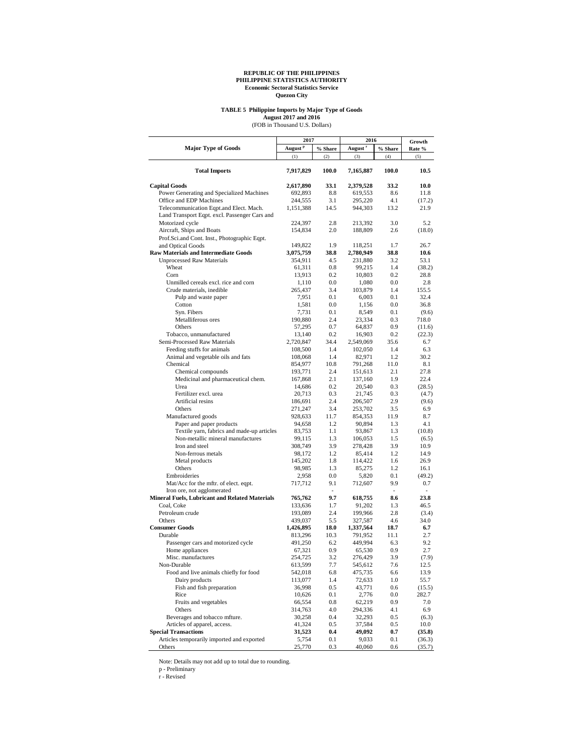**REPUBLIC OF THE PHILIPPINES**
**PHILIPPINE STATISTICS AUTHORITY**
**Economic Sectoral Statistics Service**
**Quezon City**

**TABLE 5 Philippine Imports by Major Type of Goods**
**August 2017 and 2016**
(FOB in Thousand U.S. Dollars)

| Major Type of Goods | 2017 | | 2016 | | Growth Rate % |
|---|---|---|---|---|---|
| | August p | % Share | August r | % Share | |
| | (1) | (2) | (3) | (4) | (5) |
| **Total Imports** | **7,917,829** | **100.0** | **7,165,887** | **100.0** | **10.5** |
| **Capital Goods** | **2,617,890** | **33.1** | **2,379,528** | **33.2** | **10.0** |
| Power Generating and Specialized Machines | 692,893 | 8.8 | 619,553 | 8.6 | 11.8 |
| Office and EDP Machines | 244,555 | 3.1 | 295,220 | 4.1 | (17.2) |
| Telecommunication Eqpt.and Elect. Mach. | 1,151,388 | 14.5 | 944,303 | 13.2 | 21.9 |
| Land Transport Eqpt. excl. Passenger Cars and Motorized cycle | 224,397 | 2.8 | 213,392 | 3.0 | 5.2 |
| Aircraft, Ships and Boats | 154,834 | 2.0 | 188,809 | 2.6 | (18.0) |
| Prof.Sci.and Cont. Inst., Photographic Eqpt. and Optical Goods | 149,822 | 1.9 | 118,251 | 1.7 | 26.7 |
| **Raw Materials and Intermediate Goods** | **3,075,759** | **38.8** | **2,780,949** | **38.8** | **10.6** |
| Unprocessed Raw Materials | 354,911 | 4.5 | 231,880 | 3.2 | 53.1 |
| Wheat | 61,311 | 0.8 | 99,215 | 1.4 | (38.2) |
| Corn | 13,913 | 0.2 | 10,803 | 0.2 | 28.8 |
| Unmilled cereals excl. rice and corn | 1,110 | 0.0 | 1,080 | 0.0 | 2.8 |
| Crude materials, inedible | 265,437 | 3.4 | 103,879 | 1.4 | 155.5 |
| Pulp and waste paper | 7,951 | 0.1 | 6,003 | 0.1 | 32.4 |
| Cotton | 1,581 | 0.0 | 1,156 | 0.0 | 36.8 |
| Syn. Fibers | 7,731 | 0.1 | 8,549 | 0.1 | (9.6) |
| Metalliferous ores | 190,880 | 2.4 | 23,334 | 0.3 | 718.0 |
| Others | 57,295 | 0.7 | 64,837 | 0.9 | (11.6) |
| Tobacco, unmanufactured | 13,140 | 0.2 | 16,903 | 0.2 | (22.3) |
| Semi-Processed Raw Materials | 2,720,847 | 34.4 | 2,549,069 | 35.6 | 6.7 |
| Feeding stuffs for animals | 108,500 | 1.4 | 102,050 | 1.4 | 6.3 |
| Animal and vegetable oils and fats | 108,068 | 1.4 | 82,971 | 1.2 | 30.2 |
| Chemical | 854,977 | 10.8 | 791,268 | 11.0 | 8.1 |
| Chemical compounds | 193,771 | 2.4 | 151,613 | 2.1 | 27.8 |
| Medicinal and pharmaceutical chem. | 167,868 | 2.1 | 137,160 | 1.9 | 22.4 |
| Urea | 14,686 | 0.2 | 20,540 | 0.3 | (28.5) |
| Fertilizer excl. urea | 20,713 | 0.3 | 21,745 | 0.3 | (4.7) |
| Artificial resins | 186,691 | 2.4 | 206,507 | 2.9 | (9.6) |
| Others | 271,247 | 3.4 | 253,702 | 3.5 | 6.9 |
| Manufactured goods | 928,633 | 11.7 | 854,353 | 11.9 | 8.7 |
| Paper and paper products | 94,658 | 1.2 | 90,894 | 1.3 | 4.1 |
| Textile yarn, fabrics and made-up articles | 83,753 | 1.1 | 93,867 | 1.3 | (10.8) |
| Non-metallic mineral manufactures | 99,115 | 1.3 | 106,053 | 1.5 | (6.5) |
| Iron and steel | 308,749 | 3.9 | 278,428 | 3.9 | 10.9 |
| Non-ferrous metals | 98,172 | 1.2 | 85,414 | 1.2 | 14.9 |
| Metal products | 145,202 | 1.8 | 114,422 | 1.6 | 26.9 |
| Others | 98,985 | 1.3 | 85,275 | 1.2 | 16.1 |
| Embroideries | 2,958 | 0.0 | 5,820 | 0.1 | (49.2) |
| Mat/Acc for the mftr. of elect. eqpt. | 717,712 | 9.1 | 712,607 | 9.9 | 0.7 |
| Iron ore, not agglomerated | | - | | - | - |
| **Mineral Fuels, Lubricant and Related Materials** | **765,762** | **9.7** | **618,755** | **8.6** | **23.8** |
| Coal, Coke | 133,636 | 1.7 | 91,202 | 1.3 | 46.5 |
| Petroleum crude | 193,089 | 2.4 | 199,966 | 2.8 | (3.4) |
| Others | 439,037 | 5.5 | 327,587 | 4.6 | 34.0 |
| **Consumer Goods** | **1,426,895** | **18.0** | **1,337,564** | **18.7** | **6.7** |
| Durable | 813,296 | 10.3 | 791,952 | 11.1 | 2.7 |
| Passenger cars and motorized cycle | 491,250 | 6.2 | 449,994 | 6.3 | 9.2 |
| Home appliances | 67,321 | 0.9 | 65,530 | 0.9 | 2.7 |
| Misc. manufactures | 254,725 | 3.2 | 276,429 | 3.9 | (7.9) |
| Non-Durable | 613,599 | 7.7 | 545,612 | 7.6 | 12.5 |
| Food and live animals chiefly for food | 542,018 | 6.8 | 475,735 | 6.6 | 13.9 |
| Dairy products | 113,077 | 1.4 | 72,633 | 1.0 | 55.7 |
| Fish and fish preparation | 36,998 | 0.5 | 43,771 | 0.6 | (15.5) |
| Rice | 10,626 | 0.1 | 2,776 | 0.0 | 282.7 |
| Fruits and vegetables | 66,554 | 0.8 | 62,219 | 0.9 | 7.0 |
| Others | 314,763 | 4.0 | 294,336 | 4.1 | 6.9 |
| Beverages and tobacco mfture. | 30,258 | 0.4 | 32,293 | 0.5 | (6.3) |
| Articles of apparel, access. | 41,324 | 0.5 | 37,584 | 0.5 | 10.0 |
| **Special Transactions** | **31,523** | **0.4** | **49,092** | **0.7** | **(35.8)** |
| Articles temporarily imported and exported | 5,754 | 0.1 | 9,033 | 0.1 | (36.3) |
| Others | 25,770 | 0.3 | 40,060 | 0.6 | (35.7) |

Note: Details may not add up to total due to rounding.

p - Preliminary

r - Revised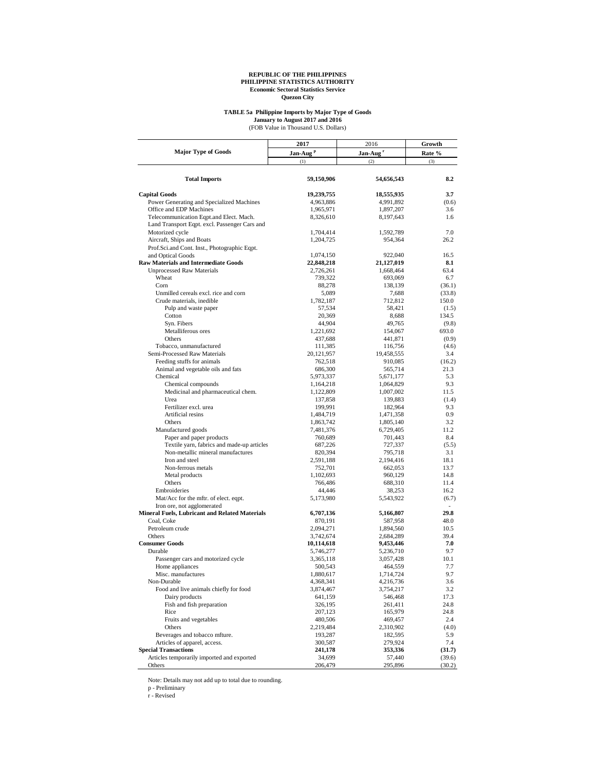**REPUBLIC OF THE PHILIPPINES**
**PHILIPPINE STATISTICS AUTHORITY**
**Economic Sectoral Statistics Service**
**Quezon City**

**TABLE 5a Philippine Imports by Major Type of Goods**
**January to August 2017 and 2016**
(FOB Value in Thousand U.S. Dollars)

| Major Type of Goods | 2017 Jan-Aug p | 2016 Jan-Aug r | Growth Rate % |
|---|---|---|---|
| | (1) | (2) | (3) |
| **Total Imports** | **59,150,906** | **54,656,543** | **8.2** |
| **Capital Goods** | **19,239,755** | **18,555,935** | **3.7** |
| Power Generating and Specialized Machines | 4,963,886 | 4,991,892 | (0.6) |
| Office and EDP Machines | 1,965,971 | 1,897,207 | 3.6 |
| Telecommunication Eqpt.and Elect. Mach. | 8,326,610 | 8,197,643 | 1.6 |
| Land Transport Eqpt. excl. Passenger Cars and Motorized cycle | 1,704,414 | 1,592,789 | 7.0 |
| Aircraft, Ships and Boats | 1,204,725 | 954,364 | 26.2 |
| Prof.Sci.and Cont. Inst., Photographic Eqpt. and Optical Goods | 1,074,150 | 922,040 | 16.5 |
| **Raw Materials and Intermediate Goods** | **22,848,218** | **21,127,019** | **8.1** |
| Unprocessed Raw Materials | 2,726,261 | 1,668,464 | 63.4 |
| Wheat | 739,322 | 693,069 | 6.7 |
| Corn | 88,278 | 138,139 | (36.1) |
| Unmilled cereals excl. rice and corn | 5,089 | 7,688 | (33.8) |
| Crude materials, inedible | 1,782,187 | 712,812 | 150.0 |
| Pulp and waste paper | 57,534 | 58,421 | (1.5) |
| Cotton | 20,369 | 8,688 | 134.5 |
| Syn. Fibers | 44,904 | 49,765 | (9.8) |
| Metalliferous ores | 1,221,692 | 154,067 | 693.0 |
| Others | 437,688 | 441,871 | (0.9) |
| Tobacco, unmanufactured | 111,385 | 116,756 | (4.6) |
| Semi-Processed Raw Materials | 20,121,957 | 19,458,555 | 3.4 |
| Feeding stuffs for animals | 762,518 | 910,085 | (16.2) |
| Animal and vegetable oils and fats | 686,300 | 565,714 | 21.3 |
| Chemical | 5,973,337 | 5,671,177 | 5.3 |
| Chemical compounds | 1,164,218 | 1,064,829 | 9.3 |
| Medicinal and pharmaceutical chem. | 1,122,809 | 1,007,002 | 11.5 |
| Urea | 137,858 | 139,883 | (1.4) |
| Fertilizer excl. urea | 199,991 | 182,964 | 9.3 |
| Artificial resins | 1,484,719 | 1,471,358 | 0.9 |
| Others | 1,863,742 | 1,805,140 | 3.2 |
| Manufactured goods | 7,481,376 | 6,729,405 | 11.2 |
| Paper and paper products | 760,689 | 701,443 | 8.4 |
| Textile yarn, fabrics and made-up articles | 687,226 | 727,337 | (5.5) |
| Non-metallic mineral manufactures | 820,394 | 795,718 | 3.1 |
| Iron and steel | 2,591,188 | 2,194,416 | 18.1 |
| Non-ferrous metals | 752,701 | 662,053 | 13.7 |
| Metal products | 1,102,693 | 960,129 | 14.8 |
| Others | 766,486 | 688,310 | 11.4 |
| Embroideries | 44,446 | 38,253 | 16.2 |
| Mat/Acc for the mftr. of elect. eqpt. | 5,173,980 | 5,543,922 | (6.7) |
| Iron ore, not agglomerated | | | - |
| **Mineral Fuels, Lubricant and Related Materials** | **6,707,136** | **5,166,807** | **29.8** |
| Coal, Coke | 870,191 | 587,958 | 48.0 |
| Petroleum crude | 2,094,271 | 1,894,560 | 10.5 |
| Others | 3,742,674 | 2,684,289 | 39.4 |
| **Consumer Goods** | **10,114,618** | **9,453,446** | **7.0** |
| Durable | 5,746,277 | 5,236,710 | 9.7 |
| Passenger cars and motorized cycle | 3,365,118 | 3,057,428 | 10.1 |
| Home appliances | 500,543 | 464,559 | 7.7 |
| Misc. manufactures | 1,880,617 | 1,714,724 | 9.7 |
| Non-Durable | 4,368,341 | 4,216,736 | 3.6 |
| Food and live animals chiefly for food | 3,874,467 | 3,754,217 | 3.2 |
| Dairy products | 641,159 | 546,468 | 17.3 |
| Fish and fish preparation | 326,195 | 261,411 | 24.8 |
| Rice | 207,123 | 165,979 | 24.8 |
| Fruits and vegetables | 480,506 | 469,457 | 2.4 |
| Others | 2,219,484 | 2,310,902 | (4.0) |
| Beverages and tobacco mfture. | 193,287 | 182,595 | 5.9 |
| Articles of apparel, access. | 300,587 | 279,924 | 7.4 |
| **Special Transactions** | **241,178** | **353,336** | **(31.7)** |
| Articles temporarily imported and exported | 34,699 | 57,440 | (39.6) |
| Others | 206,479 | 295,896 | (30.2) |

Note: Details may not add up to total due to rounding.

p - Preliminary

r - Revised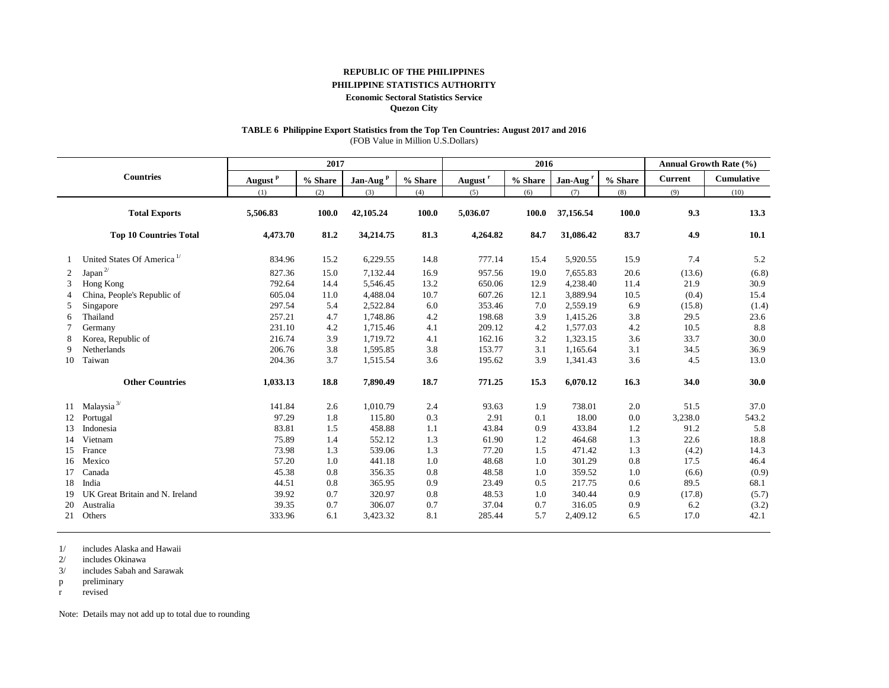**REPUBLIC OF THE PHILIPPINES**
**PHILIPPINE STATISTICS AUTHORITY**
**Economic Sectoral Statistics Service**
**Quezon City**

**TABLE 6 Philippine Export Statistics from the Top Ten Countries: August 2017 and 2016**
(FOB Value in Million U.S.Dollars)

| | Countries | 2017 | | | | 2016 | | | | Annual Growth Rate (%) | |
|---|---|---|---|---|---|---|---|---|---|---|---|
| | | August p | % Share | Jan-Aug p | % Share | August r | % Share | Jan-Aug r | % Share | Current | Cumulative |
| | | (1) | (2) | (3) | (4) | (5) | (6) | (7) | (8) | (9) | (10) |
| | **Total Exports** | **5,506.83** | **100.0** | **42,105.24** | **100.0** | **5,036.07** | **100.0** | **37,156.54** | **100.0** | **9.3** | **13.3** |
| | **Top 10 Countries Total** | **4,473.70** | **81.2** | **34,214.75** | **81.3** | **4,264.82** | **84.7** | **31,086.42** | **83.7** | **4.9** | **10.1** |
| 1 | United States Of America 1/ | 834.96 | 15.2 | 6,229.55 | 14.8 | 777.14 | 15.4 | 5,920.55 | 15.9 | 7.4 | 5.2 |
| 2 | Japan 2/ | 827.36 | 15.0 | 7,132.44 | 16.9 | 957.56 | 19.0 | 7,655.83 | 20.6 | (13.6) | (6.8) |
| 3 | Hong Kong | 792.64 | 14.4 | 5,546.45 | 13.2 | 650.06 | 12.9 | 4,238.40 | 11.4 | 21.9 | 30.9 |
| 4 | China, People's Republic of | 605.04 | 11.0 | 4,488.04 | 10.7 | 607.26 | 12.1 | 3,889.94 | 10.5 | (0.4) | 15.4 |
| 5 | Singapore | 297.54 | 5.4 | 2,522.84 | 6.0 | 353.46 | 7.0 | 2,559.19 | 6.9 | (15.8) | (1.4) |
| 6 | Thailand | 257.21 | 4.7 | 1,748.86 | 4.2 | 198.68 | 3.9 | 1,415.26 | 3.8 | 29.5 | 23.6 |
| 7 | Germany | 231.10 | 4.2 | 1,715.46 | 4.1 | 209.12 | 4.2 | 1,577.03 | 4.2 | 10.5 | 8.8 |
| 8 | Korea, Republic of | 216.74 | 3.9 | 1,719.72 | 4.1 | 162.16 | 3.2 | 1,323.15 | 3.6 | 33.7 | 30.0 |
| 9 | Netherlands | 206.76 | 3.8 | 1,595.85 | 3.8 | 153.77 | 3.1 | 1,165.64 | 3.1 | 34.5 | 36.9 |
| 10 | Taiwan | 204.36 | 3.7 | 1,515.54 | 3.6 | 195.62 | 3.9 | 1,341.43 | 3.6 | 4.5 | 13.0 |
| | **Other Countries** | **1,033.13** | **18.8** | **7,890.49** | **18.7** | **771.25** | **15.3** | **6,070.12** | **16.3** | **34.0** | **30.0** |
| 11 | Malaysia 3/ | 141.84 | 2.6 | 1,010.79 | 2.4 | 93.63 | 1.9 | 738.01 | 2.0 | 51.5 | 37.0 |
| 12 | Portugal | 97.29 | 1.8 | 115.80 | 0.3 | 2.91 | 0.1 | 18.00 | 0.0 | 3,238.0 | 543.2 |
| 13 | Indonesia | 83.81 | 1.5 | 458.88 | 1.1 | 43.84 | 0.9 | 433.84 | 1.2 | 91.2 | 5.8 |
| 14 | Vietnam | 75.89 | 1.4 | 552.12 | 1.3 | 61.90 | 1.2 | 464.68 | 1.3 | 22.6 | 18.8 |
| 15 | France | 73.98 | 1.3 | 539.06 | 1.3 | 77.20 | 1.5 | 471.42 | 1.3 | (4.2) | 14.3 |
| 16 | Mexico | 57.20 | 1.0 | 441.18 | 1.0 | 48.68 | 1.0 | 301.29 | 0.8 | 17.5 | 46.4 |
| 17 | Canada | 45.38 | 0.8 | 356.35 | 0.8 | 48.58 | 1.0 | 359.52 | 1.0 | (6.6) | (0.9) |
| 18 | India | 44.51 | 0.8 | 365.95 | 0.9 | 23.49 | 0.5 | 217.75 | 0.6 | 89.5 | 68.1 |
| 19 | UK Great Britain and N. Ireland | 39.92 | 0.7 | 320.97 | 0.8 | 48.53 | 1.0 | 340.44 | 0.9 | (17.8) | (5.7) |
| 20 | Australia | 39.35 | 0.7 | 306.07 | 0.7 | 37.04 | 0.7 | 316.05 | 0.9 | 6.2 | (3.2) |
| 21 | Others | 333.96 | 6.1 | 3,423.32 | 8.1 | 285.44 | 5.7 | 2,409.12 | 6.5 | 17.0 | 42.1 |

1/ includes Alaska and Hawaii
2/ includes Okinawa
3/ includes Sabah and Sarawak
p preliminary
r revised

Note: Details may not add up to total due to rounding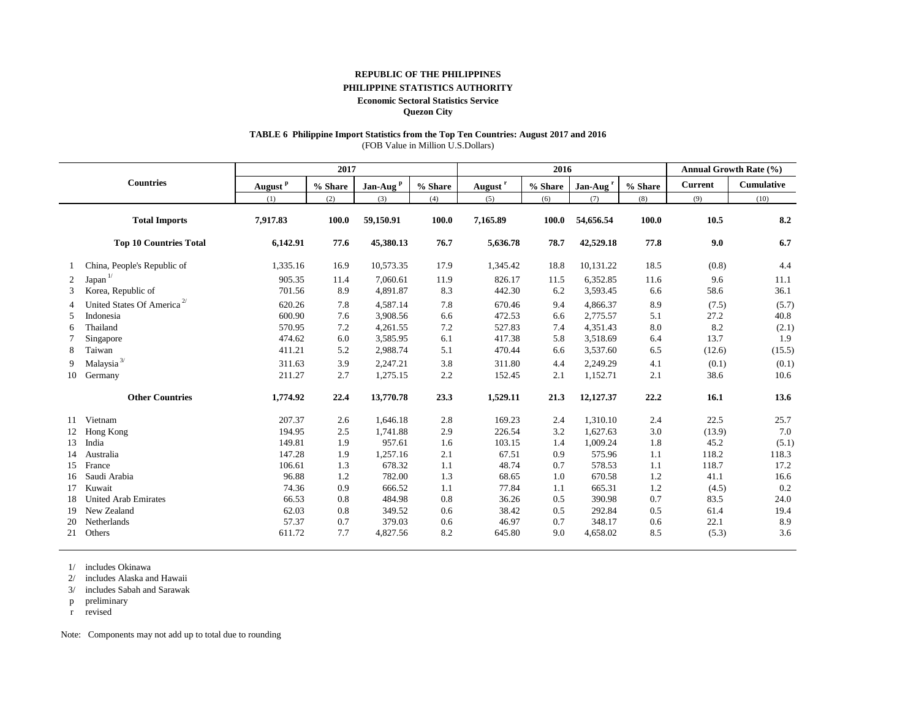**REPUBLIC OF THE PHILIPPINES**
**PHILIPPINE STATISTICS AUTHORITY**
**Economic Sectoral Statistics Service**
**Quezon City**

**TABLE 6 Philippine Import Statistics from the Top Ten Countries: August 2017 and 2016**
(FOB Value in Million U.S.Dollars)

| | Countries | 2017 | | | | 2016 | | | | Annual Growth Rate (%) | |
|---|---|---|---|---|---|---|---|---|---|---|---|
| | | August p | % Share | Jan-Aug p | % Share | August r | % Share | Jan-Aug r | % Share | Current | Cumulative |
| | | (1) | (2) | (3) | (4) | (5) | (6) | (7) | (8) | (9) | (10) |
| | **Total Imports** | **7,917.83** | **100.0** | **59,150.91** | **100.0** | **7,165.89** | **100.0** | **54,656.54** | **100.0** | **10.5** | **8.2** |
| | **Top 10 Countries Total** | **6,142.91** | **77.6** | **45,380.13** | **76.7** | **5,636.78** | **78.7** | **42,529.18** | **77.8** | **9.0** | **6.7** |
| 1 | China, People's Republic of | 1,335.16 | 16.9 | 10,573.35 | 17.9 | 1,345.42 | 18.8 | 10,131.22 | 18.5 | (0.8) | 4.4 |
| 2 | Japan 1/ | 905.35 | 11.4 | 7,060.61 | 11.9 | 826.17 | 11.5 | 6,352.85 | 11.6 | 9.6 | 11.1 |
| 3 | Korea, Republic of | 701.56 | 8.9 | 4,891.87 | 8.3 | 442.30 | 6.2 | 3,593.45 | 6.6 | 58.6 | 36.1 |
| 4 | United States Of America 2/ | 620.26 | 7.8 | 4,587.14 | 7.8 | 670.46 | 9.4 | 4,866.37 | 8.9 | (7.5) | (5.7) |
| 5 | Indonesia | 600.90 | 7.6 | 3,908.56 | 6.6 | 472.53 | 6.6 | 2,775.57 | 5.1 | 27.2 | 40.8 |
| 6 | Thailand | 570.95 | 7.2 | 4,261.55 | 7.2 | 527.83 | 7.4 | 4,351.43 | 8.0 | 8.2 | (2.1) |
| 7 | Singapore | 474.62 | 6.0 | 3,585.95 | 6.1 | 417.38 | 5.8 | 3,518.69 | 6.4 | 13.7 | 1.9 |
| 8 | Taiwan | 411.21 | 5.2 | 2,988.74 | 5.1 | 470.44 | 6.6 | 3,537.60 | 6.5 | (12.6) | (15.5) |
| 9 | Malaysia 3/ | 311.63 | 3.9 | 2,247.21 | 3.8 | 311.80 | 4.4 | 2,249.29 | 4.1 | (0.1) | (0.1) |
| 10 | Germany | 211.27 | 2.7 | 1,275.15 | 2.2 | 152.45 | 2.1 | 1,152.71 | 2.1 | 38.6 | 10.6 |
| | **Other Countries** | **1,774.92** | **22.4** | **13,770.78** | **23.3** | **1,529.11** | **21.3** | **12,127.37** | **22.2** | **16.1** | **13.6** |
| 11 | Vietnam | 207.37 | 2.6 | 1,646.18 | 2.8 | 169.23 | 2.4 | 1,310.10 | 2.4 | 22.5 | 25.7 |
| 12 | Hong Kong | 194.95 | 2.5 | 1,741.88 | 2.9 | 226.54 | 3.2 | 1,627.63 | 3.0 | (13.9) | 7.0 |
| 13 | India | 149.81 | 1.9 | 957.61 | 1.6 | 103.15 | 1.4 | 1,009.24 | 1.8 | 45.2 | (5.1) |
| 14 | Australia | 147.28 | 1.9 | 1,257.16 | 2.1 | 67.51 | 0.9 | 575.96 | 1.1 | 118.2 | 118.3 |
| 15 | France | 106.61 | 1.3 | 678.32 | 1.1 | 48.74 | 0.7 | 578.53 | 1.1 | 118.7 | 17.2 |
| 16 | Saudi Arabia | 96.88 | 1.2 | 782.00 | 1.3 | 68.65 | 1.0 | 670.58 | 1.2 | 41.1 | 16.6 |
| 17 | Kuwait | 74.36 | 0.9 | 666.52 | 1.1 | 77.84 | 1.1 | 665.31 | 1.2 | (4.5) | 0.2 |
| 18 | United Arab Emirates | 66.53 | 0.8 | 484.98 | 0.8 | 36.26 | 0.5 | 390.98 | 0.7 | 83.5 | 24.0 |
| 19 | New Zealand | 62.03 | 0.8 | 349.52 | 0.6 | 38.42 | 0.5 | 292.84 | 0.5 | 61.4 | 19.4 |
| 20 | Netherlands | 57.37 | 0.7 | 379.03 | 0.6 | 46.97 | 0.7 | 348.17 | 0.6 | 22.1 | 8.9 |
| 21 | Others | 611.72 | 7.7 | 4,827.56 | 8.2 | 645.80 | 9.0 | 4,658.02 | 8.5 | (5.3) | 3.6 |

1/ includes Okinawa
2/ includes Alaska and Hawaii
3/ includes Sabah and Sarawak
p preliminary
r revised

Note: Components may not add up to total due to rounding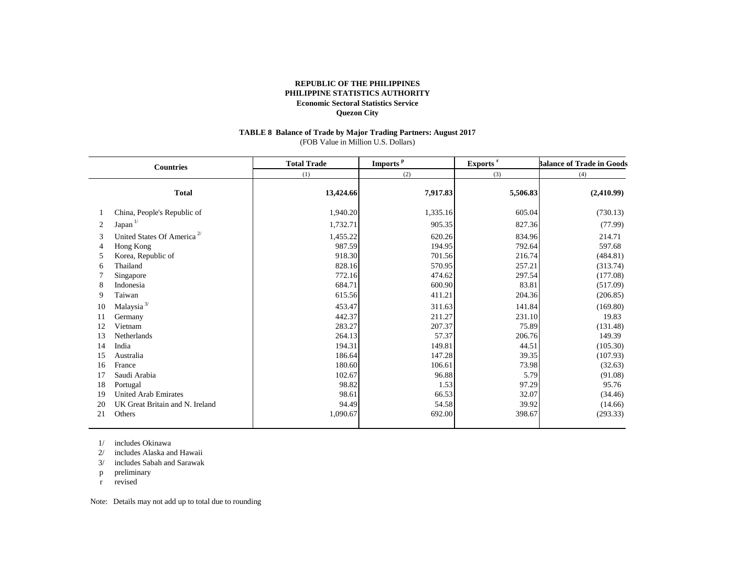**REPUBLIC OF THE PHILIPPINES**
**PHILIPPINE STATISTICS AUTHORITY**
**Economic Sectoral Statistics Service**
**Quezon City**

**TABLE 8 Balance of Trade by Major Trading Partners: August 2017**
(FOB Value in Million U.S. Dollars)

| | Countries | Total Trade | Imports [p] | Exports [r] | Balance of Trade in Goods |
|---|---|---|---|---|---|
| | | (1) | (2) | (3) | (4) |
| | **Total** | **13,424.66** | **7,917.83** | **5,506.83** | **(2,410.99)** |
| 1 | China, People's Republic of | 1,940.20 | 1,335.16 | 605.04 | (730.13) |
| 2 | Japan [1/] | 1,732.71 | 905.35 | 827.36 | (77.99) |
| 3 | United States Of America [2/] | 1,455.22 | 620.26 | 834.96 | 214.71 |
| 4 | Hong Kong | 987.59 | 194.95 | 792.64 | 597.68 |
| 5 | Korea, Republic of | 918.30 | 701.56 | 216.74 | (484.81) |
| 6 | Thailand | 828.16 | 570.95 | 257.21 | (313.74) |
| 7 | Singapore | 772.16 | 474.62 | 297.54 | (177.08) |
| 8 | Indonesia | 684.71 | 600.90 | 83.81 | (517.09) |
| 9 | Taiwan | 615.56 | 411.21 | 204.36 | (206.85) |
| 10 | Malaysia [3/] | 453.47 | 311.63 | 141.84 | (169.80) |
| 11 | Germany | 442.37 | 211.27 | 231.10 | 19.83 |
| 12 | Vietnam | 283.27 | 207.37 | 75.89 | (131.48) |
| 13 | Netherlands | 264.13 | 57.37 | 206.76 | 149.39 |
| 14 | India | 194.31 | 149.81 | 44.51 | (105.30) |
| 15 | Australia | 186.64 | 147.28 | 39.35 | (107.93) |
| 16 | France | 180.60 | 106.61 | 73.98 | (32.63) |
| 17 | Saudi Arabia | 102.67 | 96.88 | 5.79 | (91.08) |
| 18 | Portugal | 98.82 | 1.53 | 97.29 | 95.76 |
| 19 | United Arab Emirates | 98.61 | 66.53 | 32.07 | (34.46) |
| 20 | UK Great Britain and N. Ireland | 94.49 | 54.58 | 39.92 | (14.66) |
| 21 | Others | 1,090.67 | 692.00 | 398.67 | (293.33) |

1/ includes Okinawa
2/ includes Alaska and Hawaii
3/ includes Sabah and Sarawak
p preliminary
r revised

Note: Details may not add up to total due to rounding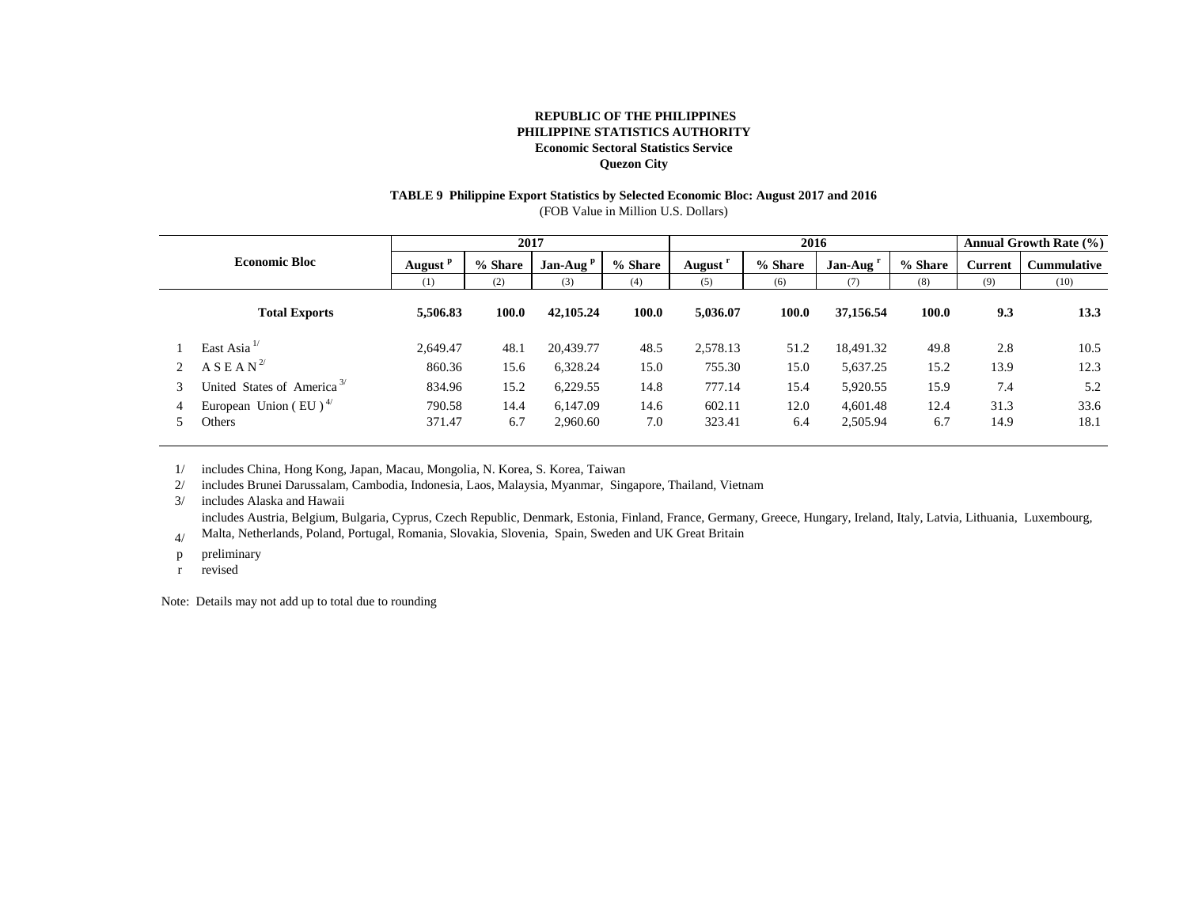**REPUBLIC OF THE PHILIPPINES**
**PHILIPPINE STATISTICS AUTHORITY**
**Economic Sectoral Statistics Service**
**Quezon City**

**TABLE 9 Philippine Export Statistics by Selected Economic Bloc: August 2017 and 2016**
(FOB Value in Million U.S. Dollars)

| | Economic Bloc | 2017 | | | | 2016 | | | | Annual Growth Rate (%) | |
|---|---|---|---|---|---|---|---|---|---|---|---|
| | | August p | % Share | Jan-Aug p | % Share | August r | % Share | Jan-Aug r | % Share | Current | Cummulative |
| | | (1) | (2) | (3) | (4) | (5) | (6) | (7) | (8) | (9) | (10) |
| | **Total Exports** | **5,506.83** | **100.0** | **42,105.24** | **100.0** | **5,036.07** | **100.0** | **37,156.54** | **100.0** | **9.3** | **13.3** |
| 1 | East Asia [1/] | 2,649.47 | 48.1 | 20,439.77 | 48.5 | 2,578.13 | 51.2 | 18,491.32 | 49.8 | 2.8 | 10.5 |
| 2 | A S E A N [2/] | 860.36 | 15.6 | 6,328.24 | 15.0 | 755.30 | 15.0 | 5,637.25 | 15.2 | 13.9 | 12.3 |
| 3 | United States of America [3/] | 834.96 | 15.2 | 6,229.55 | 14.8 | 777.14 | 15.4 | 5,920.55 | 15.9 | 7.4 | 5.2 |
| 4 | European Union ( EU ) [4/] | 790.58 | 14.4 | 6,147.09 | 14.6 | 602.11 | 12.0 | 4,601.48 | 12.4 | 31.3 | 33.6 |
| 5 | Others | 371.47 | 6.7 | 2,960.60 | 7.0 | 323.41 | 6.4 | 2,505.94 | 6.7 | 14.9 | 18.1 |

1/ includes China, Hong Kong, Japan, Macau, Mongolia, N. Korea, S. Korea, Taiwan
2/ includes Brunei Darussalam, Cambodia, Indonesia, Laos, Malaysia, Myanmar, Singapore, Thailand, Vietnam
3/ includes Alaska and Hawaii
4/ includes Austria, Belgium, Bulgaria, Cyprus, Czech Republic, Denmark, Estonia, Finland, France, Germany, Greece, Hungary, Ireland, Italy, Latvia, Lithuania, Luxembourg, Malta, Netherlands, Poland, Portugal, Romania, Slovakia, Slovenia, Spain, Sweden and UK Great Britain
p preliminary
r revised

Note: Details may not add up to total due to rounding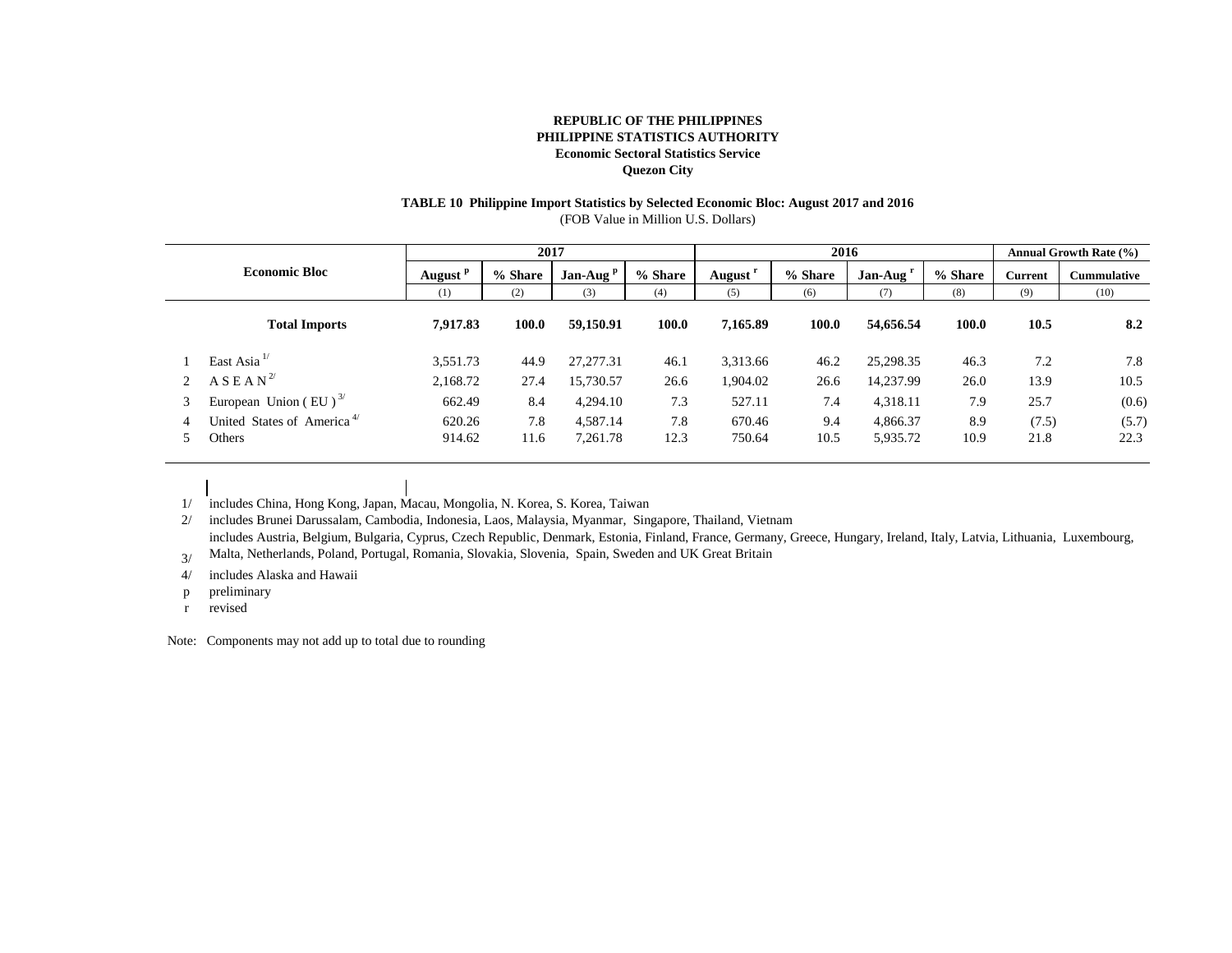**REPUBLIC OF THE PHILIPPINES**
**PHILIPPINE STATISTICS AUTHORITY**
**Economic Sectoral Statistics Service**
**Quezon City**

**TABLE 10 Philippine Import Statistics by Selected Economic Bloc: August 2017 and 2016**
(FOB Value in Million U.S. Dollars)

| | Economic Bloc | 2017 | | | | 2016 | | | | Annual Growth Rate (%) | |
|---|---|---|---|---|---|---|---|---|---|---|---|
| | | August [p] | % Share | Jan-Aug [p] | % Share | August [r] | % Share | Jan-Aug [r] | % Share | Current | Cummulative |
| | | (1) | (2) | (3) | (4) | (5) | (6) | (7) | (8) | (9) | (10) |
| | **Total Imports** | **7,917.83** | **100.0** | **59,150.91** | **100.0** | **7,165.89** | **100.0** | **54,656.54** | **100.0** | **10.5** | **8.2** |
| 1 | East Asia [1/] | 3,551.73 | 44.9 | 27,277.31 | 46.1 | 3,313.66 | 46.2 | 25,298.35 | 46.3 | 7.2 | 7.8 |
| 2 | A S E A N [2/] | 2,168.72 | 27.4 | 15,730.57 | 26.6 | 1,904.02 | 26.6 | 14,237.99 | 26.0 | 13.9 | 10.5 |
| 3 | European Union ( EU ) [3/] | 662.49 | 8.4 | 4,294.10 | 7.3 | 527.11 | 7.4 | 4,318.11 | 7.9 | 25.7 | (0.6) |
| 4 | United States of America [4/] | 620.26 | 7.8 | 4,587.14 | 7.8 | 670.46 | 9.4 | 4,866.37 | 8.9 | (7.5) | (5.7) |
| 5 | Others | 914.62 | 11.6 | 7,261.78 | 12.3 | 750.64 | 10.5 | 5,935.72 | 10.9 | 21.8 | 22.3 |

1/ includes China, Hong Kong, Japan, Macau, Mongolia, N. Korea, S. Korea, Taiwan
2/ includes Brunei Darussalam, Cambodia, Indonesia, Laos, Malaysia, Myanmar, Singapore, Thailand, Vietnam
3/ includes Austria, Belgium, Bulgaria, Cyprus, Czech Republic, Denmark, Estonia, Finland, France, Germany, Greece, Hungary, Ireland, Italy, Latvia, Lithuania, Luxembourg, Malta, Netherlands, Poland, Portugal, Romania, Slovakia, Slovenia, Spain, Sweden and UK Great Britain
4/ includes Alaska and Hawaii
p preliminary
r revised

Note: Components may not add up to total due to rounding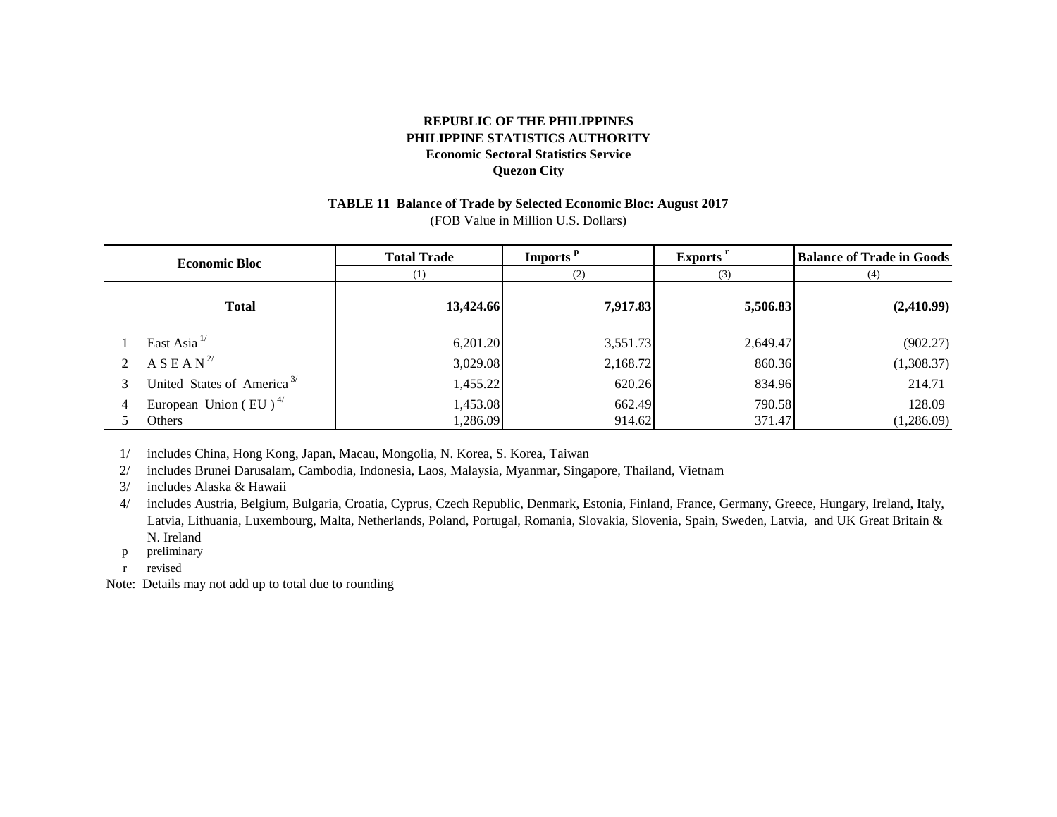**REPUBLIC OF THE PHILIPPINES**
**PHILIPPINE STATISTICS AUTHORITY**
**Economic Sectoral Statistics Service**
**Quezon City**

**TABLE 11 Balance of Trade by Selected Economic Bloc: August 2017**
(FOB Value in Million U.S. Dollars)

| | Economic Bloc | Total Trade | Imports [p] | Exports [r] | Balance of Trade in Goods |
|---|---|---|---|---|---|
| | | (1) | (2) | (3) | (4) |
| | **Total** | **13,424.66** | **7,917.83** | **5,506.83** | **(2,410.99)** |
| 1 | East Asia [1/] | 6,201.20 | 3,551.73 | 2,649.47 | (902.27) |
| 2 | A S E A N [2/] | 3,029.08 | 2,168.72 | 860.36 | (1,308.37) |
| 3 | United States of America [3/] | 1,455.22 | 620.26 | 834.96 | 214.71 |
| 4 | European Union ( EU ) [4/] | 1,453.08 | 662.49 | 790.58 | 128.09 |
| 5 | Others | 1,286.09 | 914.62 | 371.47 | (1,286.09) |

1/ includes China, Hong Kong, Japan, Macau, Mongolia, N. Korea, S. Korea, Taiwan

2/ includes Brunei Darusalam, Cambodia, Indonesia, Laos, Malaysia, Myanmar, Singapore, Thailand, Vietnam

3/ includes Alaska & Hawaii

4/ includes Austria, Belgium, Bulgaria, Croatia, Cyprus, Czech Republic, Denmark, Estonia, Finland, France, Germany, Greece, Hungary, Ireland, Italy, Latvia, Lithuania, Luxembourg, Malta, Netherlands, Poland, Portugal, Romania, Slovakia, Slovenia, Spain, Sweden, Latvia, and UK Great Britain & N. Ireland

p preliminary

r revised

Note: Details may not add up to total due to rounding